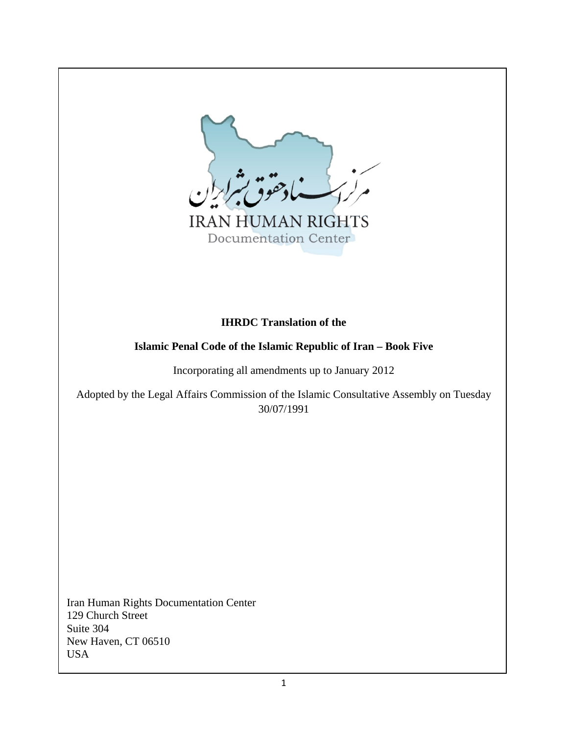مرکز اسناد حقوق بشر ایران

IRAN HUMAN RIGHTS
Documentation Center

**IHRDC Translation of the**

**Islamic Penal Code of the Islamic Republic of Iran – Book Five**

Incorporating all amendments up to January 2012

Adopted by the Legal Affairs Commission of the Islamic Consultative Assembly on Tuesday 30/07/1991

Iran Human Rights Documentation Center
129 Church Street
Suite 304
New Haven, CT 06510
USA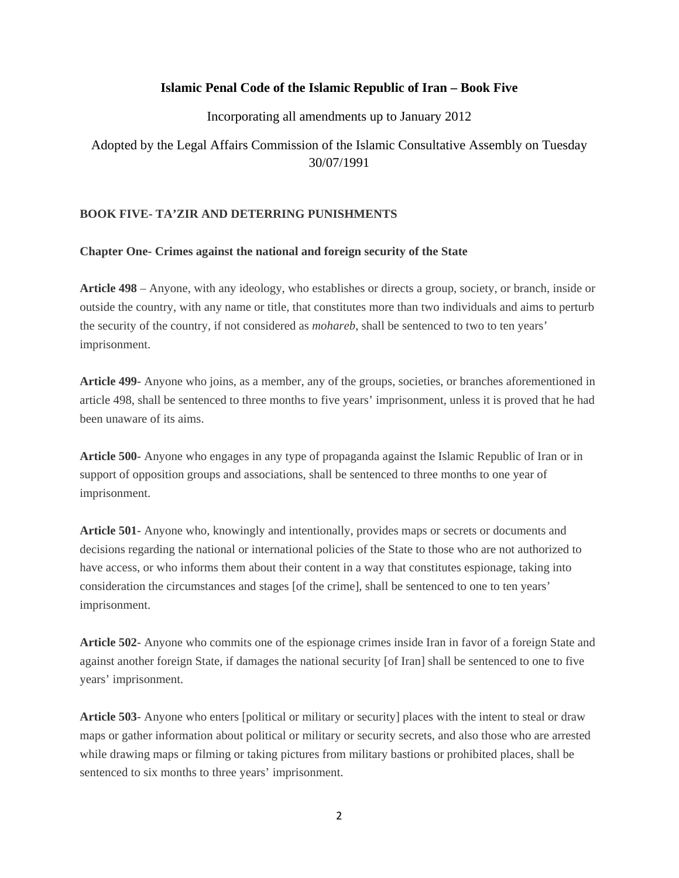# Islamic Penal Code of the Islamic Republic of Iran – Book Five

Incorporating all amendments up to January 2012

Adopted by the Legal Affairs Commission of the Islamic Consultative Assembly on Tuesday 30/07/1991

## BOOK FIVE- TA'ZIR AND DETERRING PUNISHMENTS

### Chapter One- Crimes against the national and foreign security of the State

**Article 498** – Anyone, with any ideology, who establishes or directs a group, society, or branch, inside or outside the country, with any name or title, that constitutes more than two individuals and aims to perturb the security of the country, if not considered as *mohareb*, shall be sentenced to two to ten years' imprisonment.

**Article 499**- Anyone who joins, as a member, any of the groups, societies, or branches aforementioned in article 498, shall be sentenced to three months to five years' imprisonment, unless it is proved that he had been unaware of its aims.

**Article 500**- Anyone who engages in any type of propaganda against the Islamic Republic of Iran or in support of opposition groups and associations, shall be sentenced to three months to one year of imprisonment.

**Article 501**- Anyone who, knowingly and intentionally, provides maps or secrets or documents and decisions regarding the national or international policies of the State to those who are not authorized to have access, or who informs them about their content in a way that constitutes espionage, taking into consideration the circumstances and stages [of the crime], shall be sentenced to one to ten years' imprisonment.

**Article 502**- Anyone who commits one of the espionage crimes inside Iran in favor of a foreign State and against another foreign State, if damages the national security [of Iran] shall be sentenced to one to five years' imprisonment.

**Article 503**- Anyone who enters [political or military or security] places with the intent to steal or draw maps or gather information about political or military or security secrets, and also those who are arrested while drawing maps or filming or taking pictures from military bastions or prohibited places, shall be sentenced to six months to three years' imprisonment.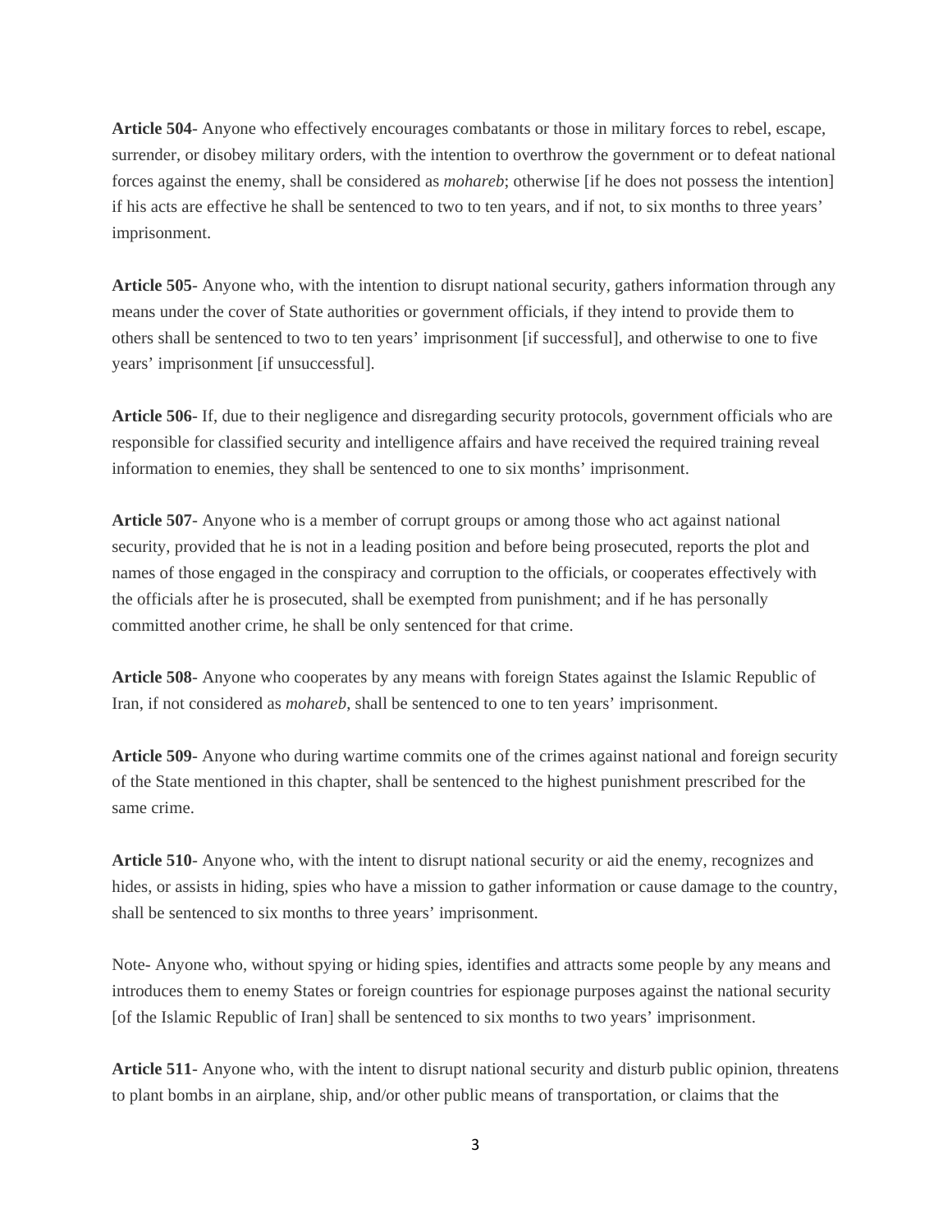**Article 504**- Anyone who effectively encourages combatants or those in military forces to rebel, escape, surrender, or disobey military orders, with the intention to overthrow the government or to defeat national forces against the enemy, shall be considered as *mohareb*; otherwise [if he does not possess the intention] if his acts are effective he shall be sentenced to two to ten years, and if not, to six months to three years' imprisonment.

**Article 505**- Anyone who, with the intention to disrupt national security, gathers information through any means under the cover of State authorities or government officials, if they intend to provide them to others shall be sentenced to two to ten years' imprisonment [if successful], and otherwise to one to five years' imprisonment [if unsuccessful].

**Article 506**- If, due to their negligence and disregarding security protocols, government officials who are responsible for classified security and intelligence affairs and have received the required training reveal information to enemies, they shall be sentenced to one to six months' imprisonment.

**Article 507**- Anyone who is a member of corrupt groups or among those who act against national security, provided that he is not in a leading position and before being prosecuted, reports the plot and names of those engaged in the conspiracy and corruption to the officials, or cooperates effectively with the officials after he is prosecuted, shall be exempted from punishment; and if he has personally committed another crime, he shall be only sentenced for that crime.

**Article 508**- Anyone who cooperates by any means with foreign States against the Islamic Republic of Iran, if not considered as *mohareb*, shall be sentenced to one to ten years' imprisonment.

**Article 509**- Anyone who during wartime commits one of the crimes against national and foreign security of the State mentioned in this chapter, shall be sentenced to the highest punishment prescribed for the same crime.

**Article 510**- Anyone who, with the intent to disrupt national security or aid the enemy, recognizes and hides, or assists in hiding, spies who have a mission to gather information or cause damage to the country, shall be sentenced to six months to three years' imprisonment.

Note- Anyone who, without spying or hiding spies, identifies and attracts some people by any means and introduces them to enemy States or foreign countries for espionage purposes against the national security [of the Islamic Republic of Iran] shall be sentenced to six months to two years' imprisonment.

**Article 511**- Anyone who, with the intent to disrupt national security and disturb public opinion, threatens to plant bombs in an airplane, ship, and/or other public means of transportation, or claims that the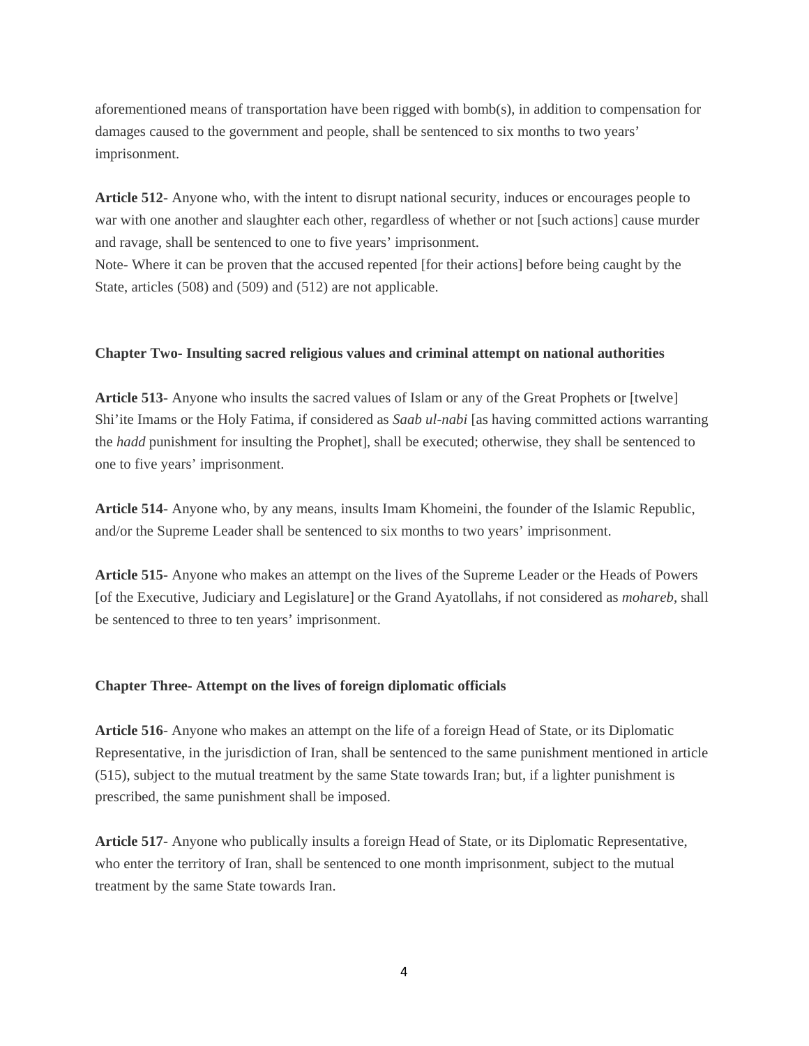aforementioned means of transportation have been rigged with bomb(s), in addition to compensation for damages caused to the government and people, shall be sentenced to six months to two years' imprisonment.

**Article 512**- Anyone who, with the intent to disrupt national security, induces or encourages people to war with one another and slaughter each other, regardless of whether or not [such actions] cause murder and ravage, shall be sentenced to one to five years' imprisonment.
Note- Where it can be proven that the accused repented [for their actions] before being caught by the State, articles (508) and (509) and (512) are not applicable.

**Chapter Two- Insulting sacred religious values and criminal attempt on national authorities**

**Article 513**- Anyone who insults the sacred values of Islam or any of the Great Prophets or [twelve] Shi'ite Imams or the Holy Fatima, if considered as *Saab ul-nabi* [as having committed actions warranting the *hadd* punishment for insulting the Prophet], shall be executed; otherwise, they shall be sentenced to one to five years' imprisonment.

**Article 514**- Anyone who, by any means, insults Imam Khomeini, the founder of the Islamic Republic, and/or the Supreme Leader shall be sentenced to six months to two years' imprisonment.

**Article 515**- Anyone who makes an attempt on the lives of the Supreme Leader or the Heads of Powers [of the Executive, Judiciary and Legislature] or the Grand Ayatollahs, if not considered as *mohareb*, shall be sentenced to three to ten years' imprisonment.

**Chapter Three- Attempt on the lives of foreign diplomatic officials**

**Article 516**- Anyone who makes an attempt on the life of a foreign Head of State, or its Diplomatic Representative, in the jurisdiction of Iran, shall be sentenced to the same punishment mentioned in article (515), subject to the mutual treatment by the same State towards Iran; but, if a lighter punishment is prescribed, the same punishment shall be imposed.

**Article 517**- Anyone who publically insults a foreign Head of State, or its Diplomatic Representative, who enter the territory of Iran, shall be sentenced to one month imprisonment, subject to the mutual treatment by the same State towards Iran.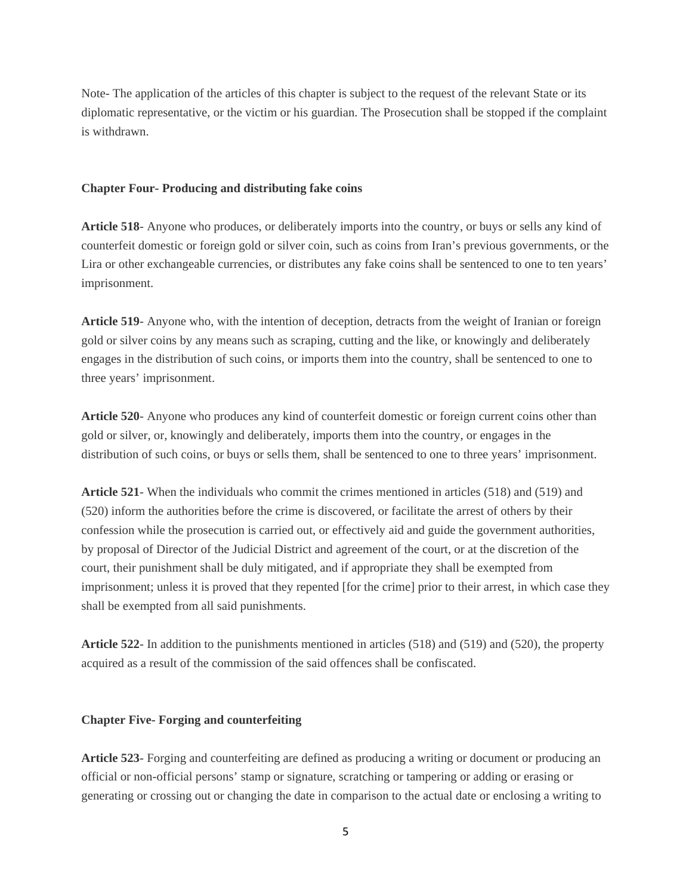Note- The application of the articles of this chapter is subject to the request of the relevant State or its diplomatic representative, or the victim or his guardian. The Prosecution shall be stopped if the complaint is withdrawn.

### Chapter Four- Producing and distributing fake coins

**Article 518**- Anyone who produces, or deliberately imports into the country, or buys or sells any kind of counterfeit domestic or foreign gold or silver coin, such as coins from Iran's previous governments, or the Lira or other exchangeable currencies, or distributes any fake coins shall be sentenced to one to ten years' imprisonment.

**Article 519**- Anyone who, with the intention of deception, detracts from the weight of Iranian or foreign gold or silver coins by any means such as scraping, cutting and the like, or knowingly and deliberately engages in the distribution of such coins, or imports them into the country, shall be sentenced to one to three years' imprisonment.

**Article 520**- Anyone who produces any kind of counterfeit domestic or foreign current coins other than gold or silver, or, knowingly and deliberately, imports them into the country, or engages in the distribution of such coins, or buys or sells them, shall be sentenced to one to three years' imprisonment.

**Article 521**- When the individuals who commit the crimes mentioned in articles (518) and (519) and (520) inform the authorities before the crime is discovered, or facilitate the arrest of others by their confession while the prosecution is carried out, or effectively aid and guide the government authorities, by proposal of Director of the Judicial District and agreement of the court, or at the discretion of the court, their punishment shall be duly mitigated, and if appropriate they shall be exempted from imprisonment; unless it is proved that they repented [for the crime] prior to their arrest, in which case they shall be exempted from all said punishments.

**Article 522**- In addition to the punishments mentioned in articles (518) and (519) and (520), the property acquired as a result of the commission of the said offences shall be confiscated.

### Chapter Five- Forging and counterfeiting

**Article 523**- Forging and counterfeiting are defined as producing a writing or document or producing an official or non-official persons' stamp or signature, scratching or tampering or adding or erasing or generating or crossing out or changing the date in comparison to the actual date or enclosing a writing to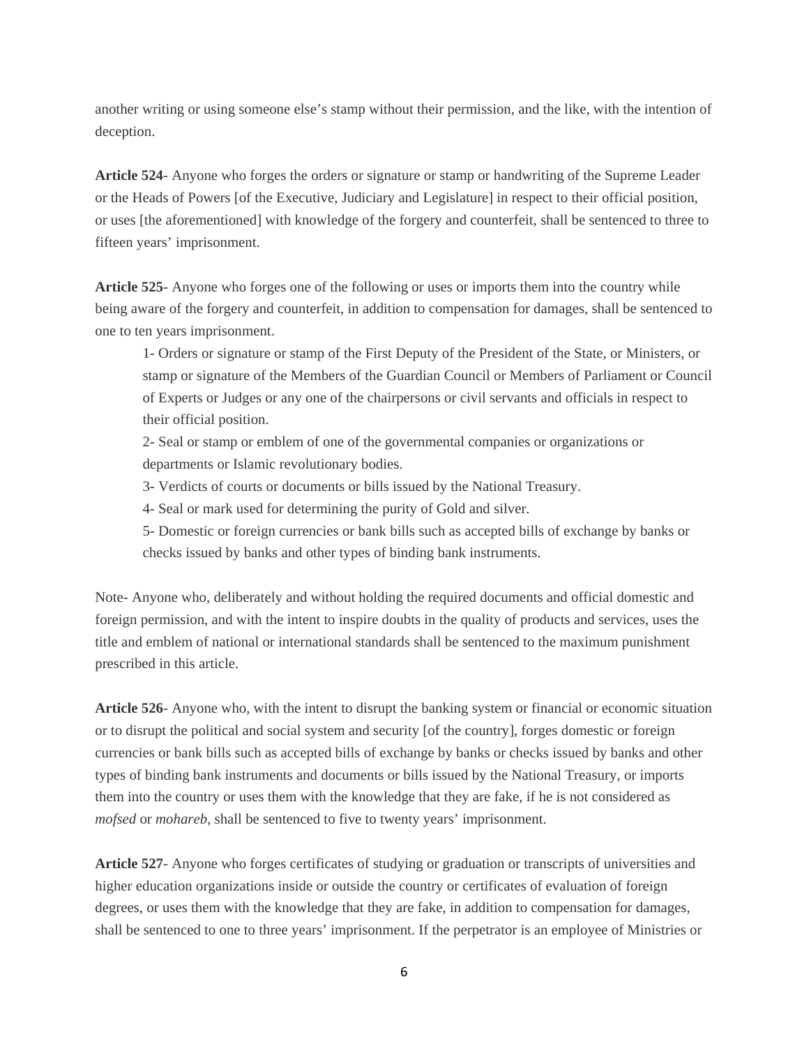another writing or using someone else's stamp without their permission, and the like, with the intention of deception.

**Article 524**- Anyone who forges the orders or signature or stamp or handwriting of the Supreme Leader or the Heads of Powers [of the Executive, Judiciary and Legislature] in respect to their official position, or uses [the aforementioned] with knowledge of the forgery and counterfeit, shall be sentenced to three to fifteen years' imprisonment.

**Article 525**- Anyone who forges one of the following or uses or imports them into the country while being aware of the forgery and counterfeit, in addition to compensation for damages, shall be sentenced to one to ten years imprisonment.

1- Orders or signature or stamp of the First Deputy of the President of the State, or Ministers, or stamp or signature of the Members of the Guardian Council or Members of Parliament or Council of Experts or Judges or any one of the chairpersons or civil servants and officials in respect to their official position.

2- Seal or stamp or emblem of one of the governmental companies or organizations or departments or Islamic revolutionary bodies.

3- Verdicts of courts or documents or bills issued by the National Treasury.

4- Seal or mark used for determining the purity of Gold and silver.

5- Domestic or foreign currencies or bank bills such as accepted bills of exchange by banks or checks issued by banks and other types of binding bank instruments.

Note- Anyone who, deliberately and without holding the required documents and official domestic and foreign permission, and with the intent to inspire doubts in the quality of products and services, uses the title and emblem of national or international standards shall be sentenced to the maximum punishment prescribed in this article.

**Article 526**- Anyone who, with the intent to disrupt the banking system or financial or economic situation or to disrupt the political and social system and security [of the country], forges domestic or foreign currencies or bank bills such as accepted bills of exchange by banks or checks issued by banks and other types of binding bank instruments and documents or bills issued by the National Treasury, or imports them into the country or uses them with the knowledge that they are fake, if he is not considered as *mofsed* or *mohareb*, shall be sentenced to five to twenty years' imprisonment.

**Article 527**- Anyone who forges certificates of studying or graduation or transcripts of universities and higher education organizations inside or outside the country or certificates of evaluation of foreign degrees, or uses them with the knowledge that they are fake, in addition to compensation for damages, shall be sentenced to one to three years' imprisonment. If the perpetrator is an employee of Ministries or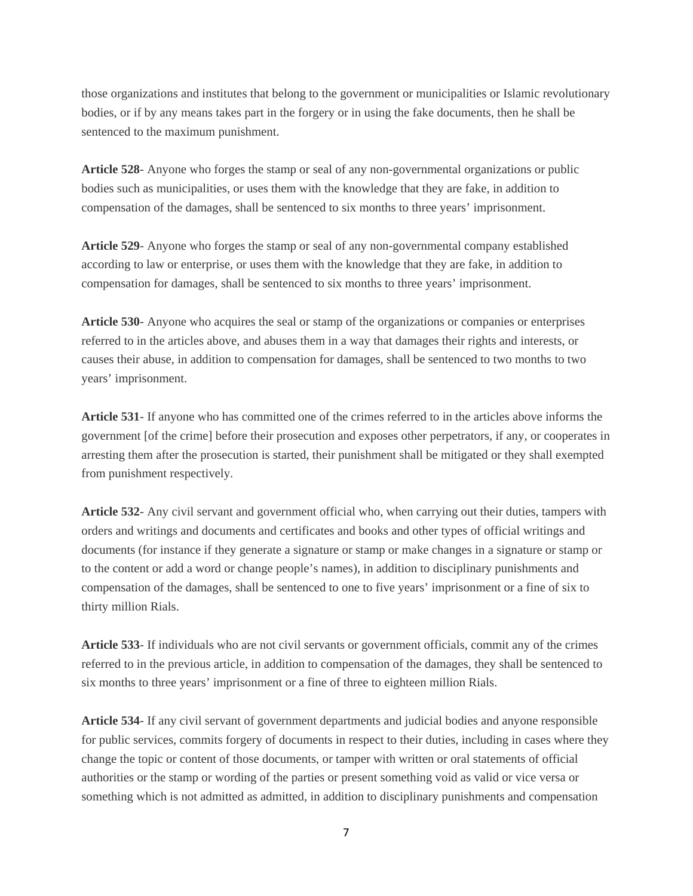those organizations and institutes that belong to the government or municipalities or Islamic revolutionary bodies, or if by any means takes part in the forgery or in using the fake documents, then he shall be sentenced to the maximum punishment.

**Article 528**- Anyone who forges the stamp or seal of any non-governmental organizations or public bodies such as municipalities, or uses them with the knowledge that they are fake, in addition to compensation of the damages, shall be sentenced to six months to three years' imprisonment.

**Article 529**- Anyone who forges the stamp or seal of any non-governmental company established according to law or enterprise, or uses them with the knowledge that they are fake, in addition to compensation for damages, shall be sentenced to six months to three years' imprisonment.

**Article 530**- Anyone who acquires the seal or stamp of the organizations or companies or enterprises referred to in the articles above, and abuses them in a way that damages their rights and interests, or causes their abuse, in addition to compensation for damages, shall be sentenced to two months to two years' imprisonment.

**Article 531**- If anyone who has committed one of the crimes referred to in the articles above informs the government [of the crime] before their prosecution and exposes other perpetrators, if any, or cooperates in arresting them after the prosecution is started, their punishment shall be mitigated or they shall exempted from punishment respectively.

**Article 532**- Any civil servant and government official who, when carrying out their duties, tampers with orders and writings and documents and certificates and books and other types of official writings and documents (for instance if they generate a signature or stamp or make changes in a signature or stamp or to the content or add a word or change people's names), in addition to disciplinary punishments and compensation of the damages, shall be sentenced to one to five years' imprisonment or a fine of six to thirty million Rials.

**Article 533**- If individuals who are not civil servants or government officials, commit any of the crimes referred to in the previous article, in addition to compensation of the damages, they shall be sentenced to six months to three years' imprisonment or a fine of three to eighteen million Rials.

**Article 534**- If any civil servant of government departments and judicial bodies and anyone responsible for public services, commits forgery of documents in respect to their duties, including in cases where they change the topic or content of those documents, or tamper with written or oral statements of official authorities or the stamp or wording of the parties or present something void as valid or vice versa or something which is not admitted as admitted, in addition to disciplinary punishments and compensation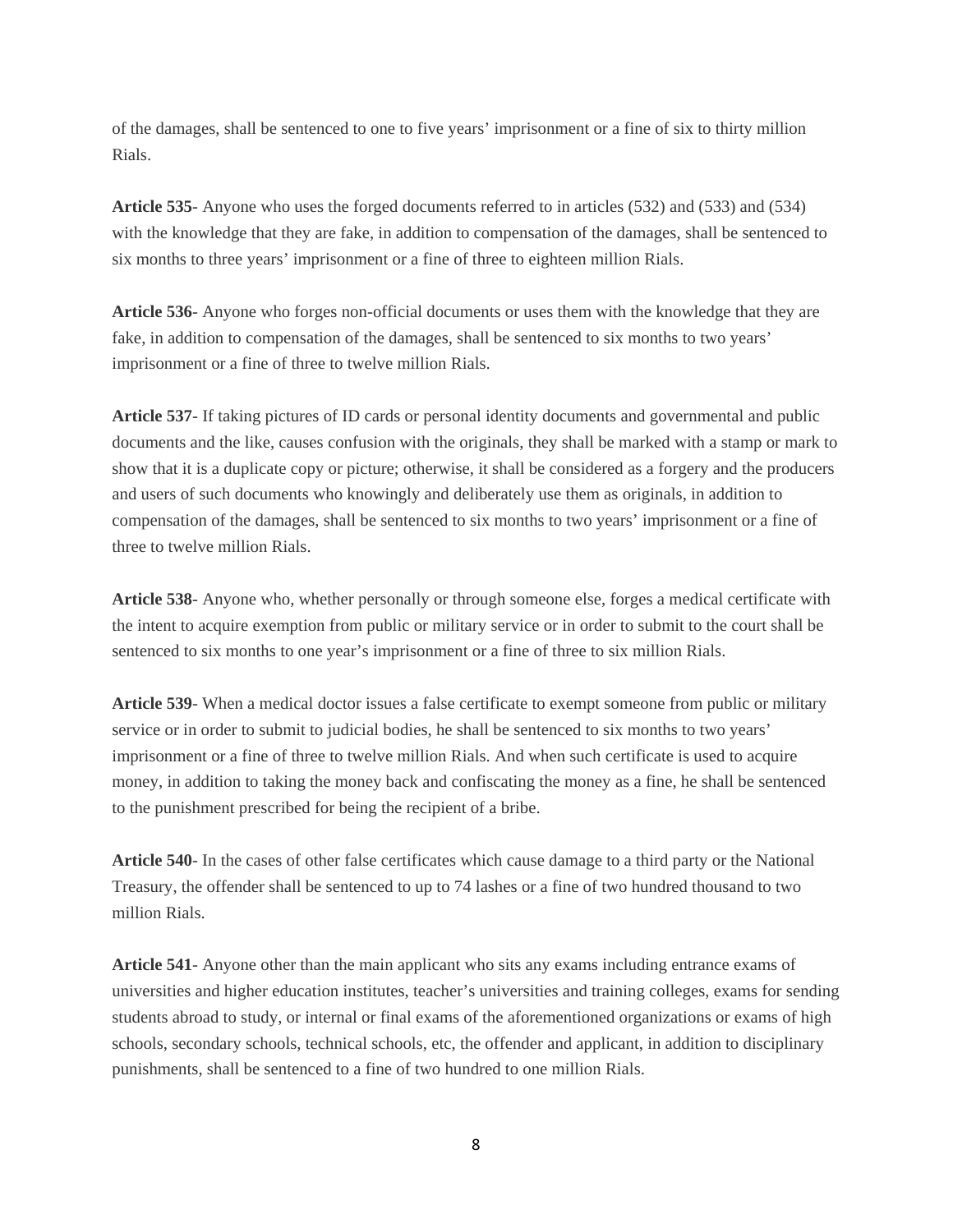of the damages, shall be sentenced to one to five years' imprisonment or a fine of six to thirty million Rials.

**Article 535**- Anyone who uses the forged documents referred to in articles (532) and (533) and (534) with the knowledge that they are fake, in addition to compensation of the damages, shall be sentenced to six months to three years' imprisonment or a fine of three to eighteen million Rials.

**Article 536**- Anyone who forges non-official documents or uses them with the knowledge that they are fake, in addition to compensation of the damages, shall be sentenced to six months to two years' imprisonment or a fine of three to twelve million Rials.

**Article 537**- If taking pictures of ID cards or personal identity documents and governmental and public documents and the like, causes confusion with the originals, they shall be marked with a stamp or mark to show that it is a duplicate copy or picture; otherwise, it shall be considered as a forgery and the producers and users of such documents who knowingly and deliberately use them as originals, in addition to compensation of the damages, shall be sentenced to six months to two years' imprisonment or a fine of three to twelve million Rials.

**Article 538**- Anyone who, whether personally or through someone else, forges a medical certificate with the intent to acquire exemption from public or military service or in order to submit to the court shall be sentenced to six months to one year's imprisonment or a fine of three to six million Rials.

**Article 539**- When a medical doctor issues a false certificate to exempt someone from public or military service or in order to submit to judicial bodies, he shall be sentenced to six months to two years' imprisonment or a fine of three to twelve million Rials. And when such certificate is used to acquire money, in addition to taking the money back and confiscating the money as a fine, he shall be sentenced to the punishment prescribed for being the recipient of a bribe.

**Article 540**- In the cases of other false certificates which cause damage to a third party or the National Treasury, the offender shall be sentenced to up to 74 lashes or a fine of two hundred thousand to two million Rials.

**Article 541**- Anyone other than the main applicant who sits any exams including entrance exams of universities and higher education institutes, teacher's universities and training colleges, exams for sending students abroad to study, or internal or final exams of the aforementioned organizations or exams of high schools, secondary schools, technical schools, etc, the offender and applicant, in addition to disciplinary punishments, shall be sentenced to a fine of two hundred to one million Rials.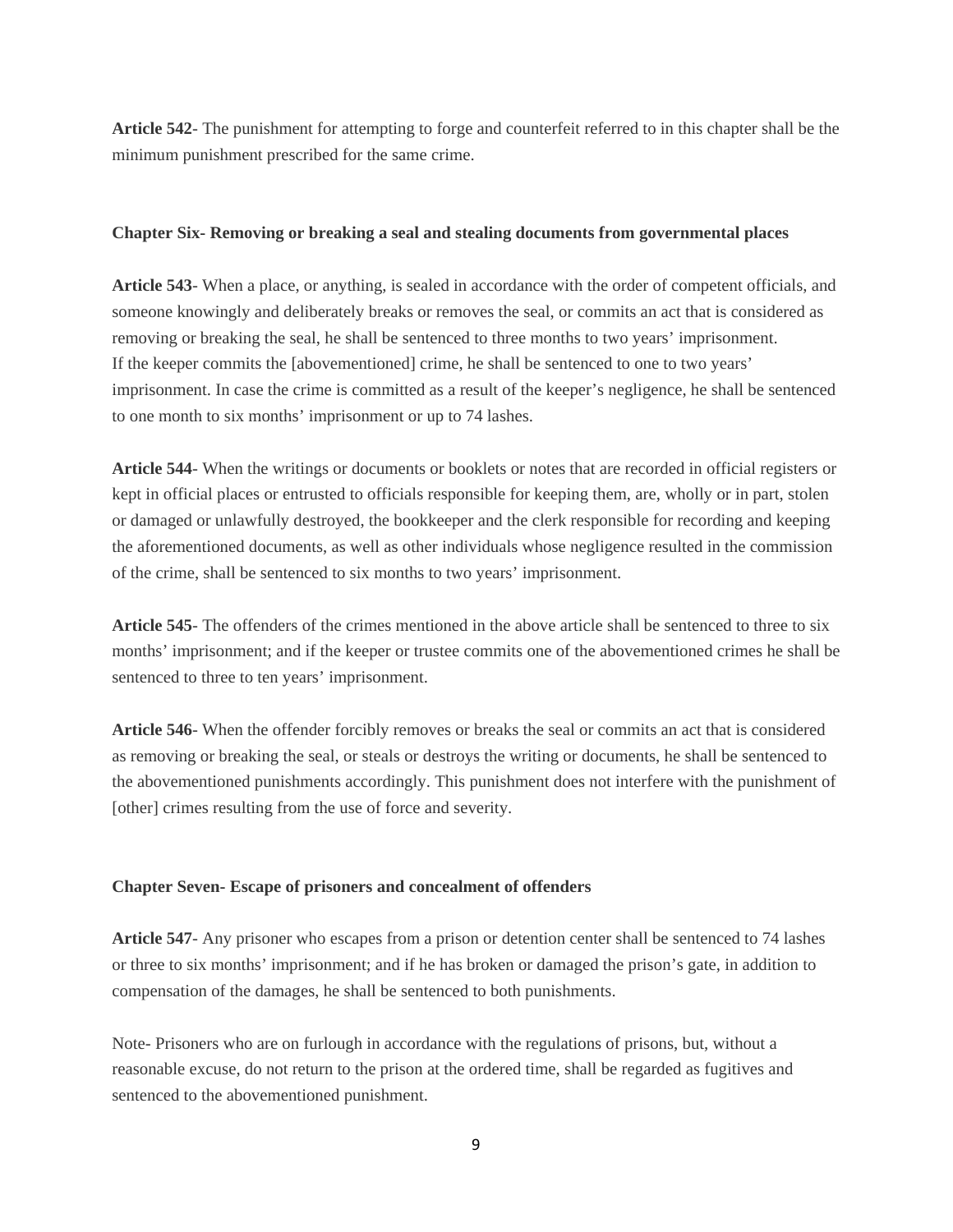**Article 542**- The punishment for attempting to forge and counterfeit referred to in this chapter shall be the minimum punishment prescribed for the same crime.

## Chapter Six- Removing or breaking a seal and stealing documents from governmental places

**Article 543**- When a place, or anything, is sealed in accordance with the order of competent officials, and someone knowingly and deliberately breaks or removes the seal, or commits an act that is considered as removing or breaking the seal, he shall be sentenced to three months to two years' imprisonment.
If the keeper commits the [abovementioned] crime, he shall be sentenced to one to two years' imprisonment. In case the crime is committed as a result of the keeper's negligence, he shall be sentenced to one month to six months' imprisonment or up to 74 lashes.

**Article 544**- When the writings or documents or booklets or notes that are recorded in official registers or kept in official places or entrusted to officials responsible for keeping them, are, wholly or in part, stolen or damaged or unlawfully destroyed, the bookkeeper and the clerk responsible for recording and keeping the aforementioned documents, as well as other individuals whose negligence resulted in the commission of the crime, shall be sentenced to six months to two years' imprisonment.

**Article 545**- The offenders of the crimes mentioned in the above article shall be sentenced to three to six months' imprisonment; and if the keeper or trustee commits one of the abovementioned crimes he shall be sentenced to three to ten years' imprisonment.

**Article 546**- When the offender forcibly removes or breaks the seal or commits an act that is considered as removing or breaking the seal, or steals or destroys the writing or documents, he shall be sentenced to the abovementioned punishments accordingly. This punishment does not interfere with the punishment of [other] crimes resulting from the use of force and severity.

## Chapter Seven- Escape of prisoners and concealment of offenders

**Article 547**- Any prisoner who escapes from a prison or detention center shall be sentenced to 74 lashes or three to six months' imprisonment; and if he has broken or damaged the prison's gate, in addition to compensation of the damages, he shall be sentenced to both punishments.

Note- Prisoners who are on furlough in accordance with the regulations of prisons, but, without a reasonable excuse, do not return to the prison at the ordered time, shall be regarded as fugitives and sentenced to the abovementioned punishment.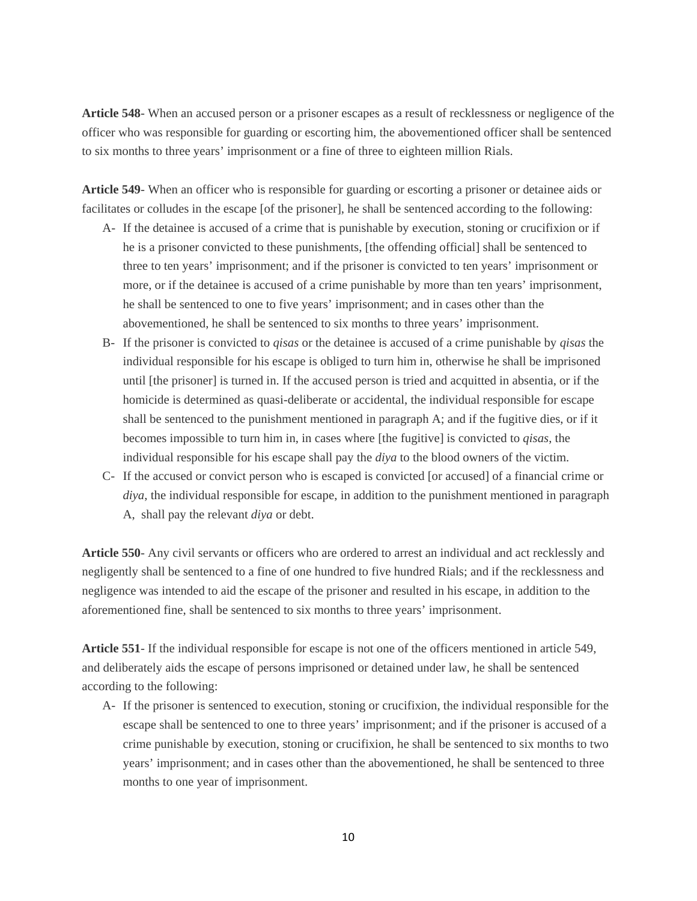**Article 548**- When an accused person or a prisoner escapes as a result of recklessness or negligence of the officer who was responsible for guarding or escorting him, the abovementioned officer shall be sentenced to six months to three years' imprisonment or a fine of three to eighteen million Rials.

**Article 549**- When an officer who is responsible for guarding or escorting a prisoner or detainee aids or facilitates or colludes in the escape [of the prisoner], he shall be sentenced according to the following:

A- If the detainee is accused of a crime that is punishable by execution, stoning or crucifixion or if he is a prisoner convicted to these punishments, [the offending official] shall be sentenced to three to ten years' imprisonment; and if the prisoner is convicted to ten years' imprisonment or more, or if the detainee is accused of a crime punishable by more than ten years' imprisonment, he shall be sentenced to one to five years' imprisonment; and in cases other than the abovementioned, he shall be sentenced to six months to three years' imprisonment.

B- If the prisoner is convicted to *qisas* or the detainee is accused of a crime punishable by *qisas* the individual responsible for his escape is obliged to turn him in, otherwise he shall be imprisoned until [the prisoner] is turned in. If the accused person is tried and acquitted in absentia, or if the homicide is determined as quasi-deliberate or accidental, the individual responsible for escape shall be sentenced to the punishment mentioned in paragraph A; and if the fugitive dies, or if it becomes impossible to turn him in, in cases where [the fugitive] is convicted to *qisas*, the individual responsible for his escape shall pay the *diya* to the blood owners of the victim.

C- If the accused or convict person who is escaped is convicted [or accused] of a financial crime or *diya*, the individual responsible for escape, in addition to the punishment mentioned in paragraph A, shall pay the relevant *diya* or debt.

**Article 550**- Any civil servants or officers who are ordered to arrest an individual and act recklessly and negligently shall be sentenced to a fine of one hundred to five hundred Rials; and if the recklessness and negligence was intended to aid the escape of the prisoner and resulted in his escape, in addition to the aforementioned fine, shall be sentenced to six months to three years' imprisonment.

**Article 551**- If the individual responsible for escape is not one of the officers mentioned in article 549, and deliberately aids the escape of persons imprisoned or detained under law, he shall be sentenced according to the following:

A- If the prisoner is sentenced to execution, stoning or crucifixion, the individual responsible for the escape shall be sentenced to one to three years' imprisonment; and if the prisoner is accused of a crime punishable by execution, stoning or crucifixion, he shall be sentenced to six months to two years' imprisonment; and in cases other than the abovementioned, he shall be sentenced to three months to one year of imprisonment.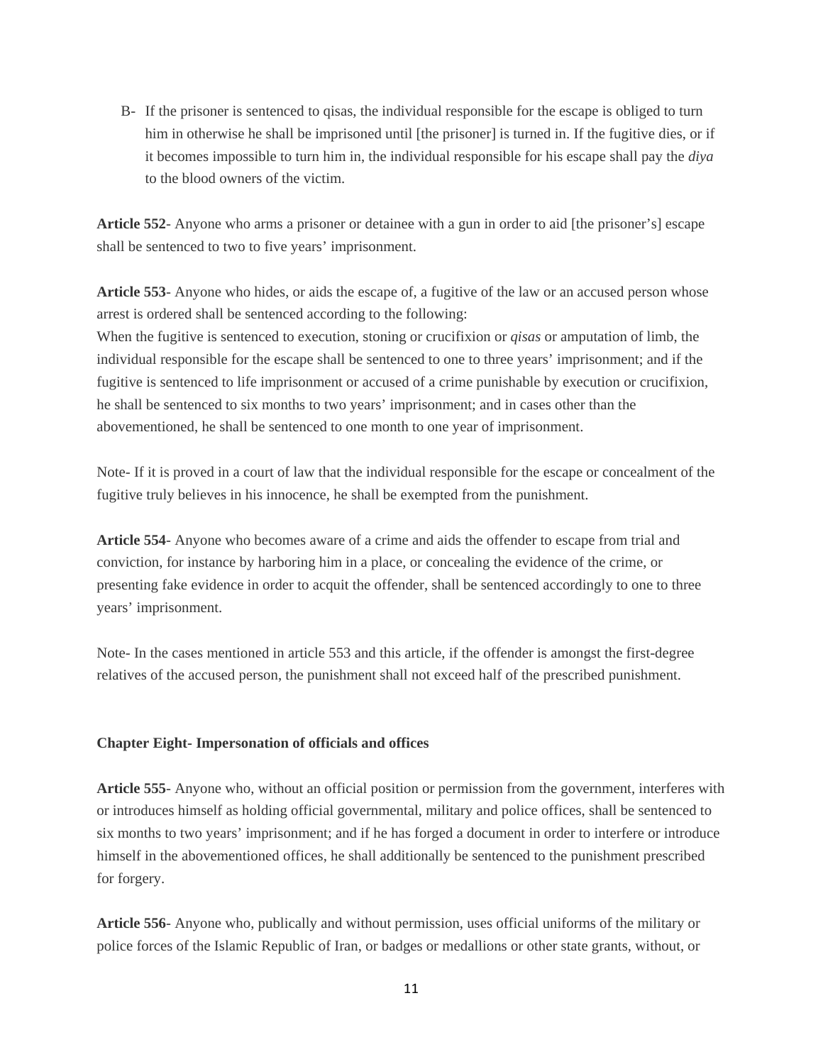B- If the prisoner is sentenced to qisas, the individual responsible for the escape is obliged to turn him in otherwise he shall be imprisoned until [the prisoner] is turned in. If the fugitive dies, or if it becomes impossible to turn him in, the individual responsible for his escape shall pay the *diya* to the blood owners of the victim.

**Article 552**- Anyone who arms a prisoner or detainee with a gun in order to aid [the prisoner's] escape shall be sentenced to two to five years' imprisonment.

**Article 553**- Anyone who hides, or aids the escape of, a fugitive of the law or an accused person whose arrest is ordered shall be sentenced according to the following:
When the fugitive is sentenced to execution, stoning or crucifixion or *qisas* or amputation of limb, the individual responsible for the escape shall be sentenced to one to three years' imprisonment; and if the fugitive is sentenced to life imprisonment or accused of a crime punishable by execution or crucifixion, he shall be sentenced to six months to two years' imprisonment; and in cases other than the abovementioned, he shall be sentenced to one month to one year of imprisonment.

Note- If it is proved in a court of law that the individual responsible for the escape or concealment of the fugitive truly believes in his innocence, he shall be exempted from the punishment.

**Article 554**- Anyone who becomes aware of a crime and aids the offender to escape from trial and conviction, for instance by harboring him in a place, or concealing the evidence of the crime, or presenting fake evidence in order to acquit the offender, shall be sentenced accordingly to one to three years' imprisonment.

Note- In the cases mentioned in article 553 and this article, if the offender is amongst the first-degree relatives of the accused person, the punishment shall not exceed half of the prescribed punishment.

**Chapter Eight- Impersonation of officials and offices**

**Article 555**- Anyone who, without an official position or permission from the government, interferes with or introduces himself as holding official governmental, military and police offices, shall be sentenced to six months to two years' imprisonment; and if he has forged a document in order to interfere or introduce himself in the abovementioned offices, he shall additionally be sentenced to the punishment prescribed for forgery.

**Article 556**- Anyone who, publically and without permission, uses official uniforms of the military or police forces of the Islamic Republic of Iran, or badges or medallions or other state grants, without, or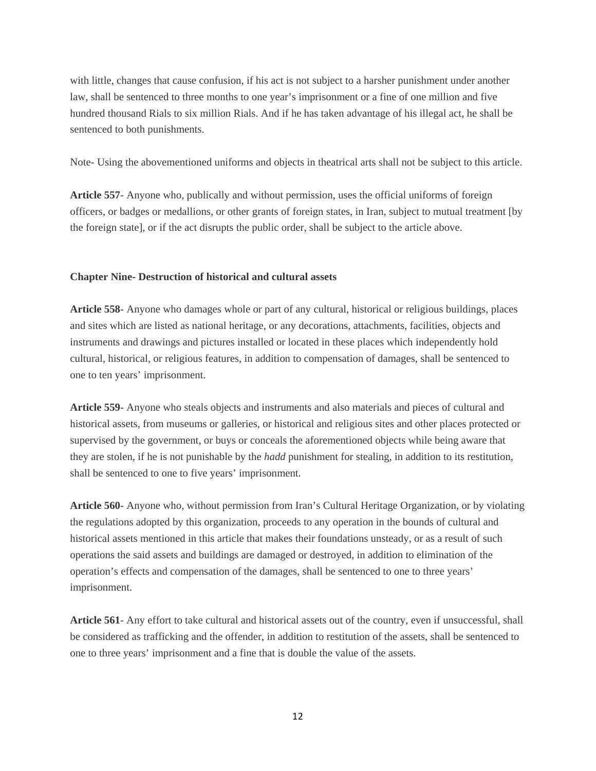with little, changes that cause confusion, if his act is not subject to a harsher punishment under another law, shall be sentenced to three months to one year's imprisonment or a fine of one million and five hundred thousand Rials to six million Rials. And if he has taken advantage of his illegal act, he shall be sentenced to both punishments.

Note- Using the abovementioned uniforms and objects in theatrical arts shall not be subject to this article.

**Article 557**- Anyone who, publically and without permission, uses the official uniforms of foreign officers, or badges or medallions, or other grants of foreign states, in Iran, subject to mutual treatment [by the foreign state], or if the act disrupts the public order, shall be subject to the article above.

### Chapter Nine- Destruction of historical and cultural assets

**Article 558**- Anyone who damages whole or part of any cultural, historical or religious buildings, places and sites which are listed as national heritage, or any decorations, attachments, facilities, objects and instruments and drawings and pictures installed or located in these places which independently hold cultural, historical, or religious features, in addition to compensation of damages, shall be sentenced to one to ten years' imprisonment.

**Article 559**- Anyone who steals objects and instruments and also materials and pieces of cultural and historical assets, from museums or galleries, or historical and religious sites and other places protected or supervised by the government, or buys or conceals the aforementioned objects while being aware that they are stolen, if he is not punishable by the *hadd* punishment for stealing, in addition to its restitution, shall be sentenced to one to five years' imprisonment.

**Article 560**- Anyone who, without permission from Iran's Cultural Heritage Organization, or by violating the regulations adopted by this organization, proceeds to any operation in the bounds of cultural and historical assets mentioned in this article that makes their foundations unsteady, or as a result of such operations the said assets and buildings are damaged or destroyed, in addition to elimination of the operation's effects and compensation of the damages, shall be sentenced to one to three years' imprisonment.

**Article 561**- Any effort to take cultural and historical assets out of the country, even if unsuccessful, shall be considered as trafficking and the offender, in addition to restitution of the assets, shall be sentenced to one to three years' imprisonment and a fine that is double the value of the assets.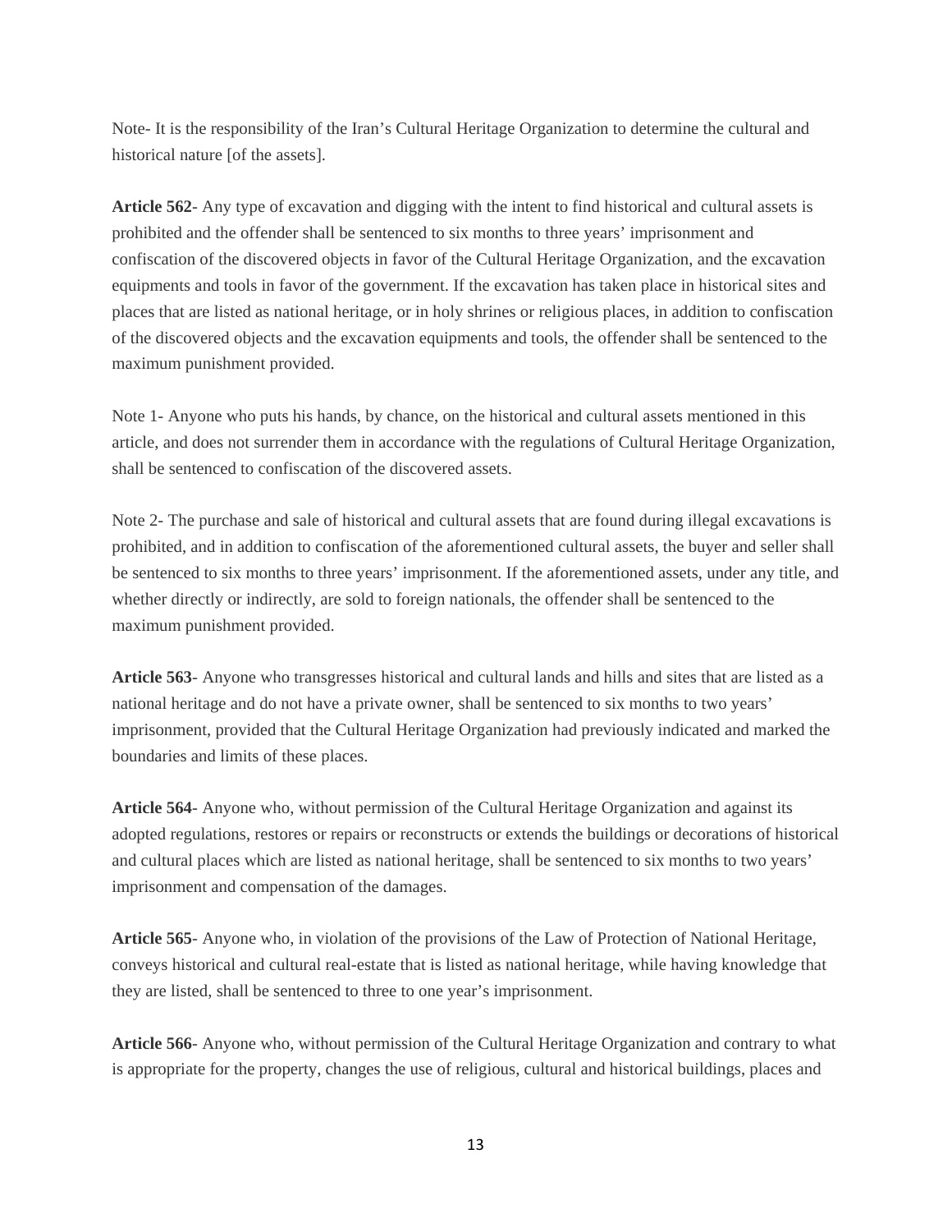Note- It is the responsibility of the Iran's Cultural Heritage Organization to determine the cultural and historical nature [of the assets].

**Article 562**- Any type of excavation and digging with the intent to find historical and cultural assets is prohibited and the offender shall be sentenced to six months to three years' imprisonment and confiscation of the discovered objects in favor of the Cultural Heritage Organization, and the excavation equipments and tools in favor of the government. If the excavation has taken place in historical sites and places that are listed as national heritage, or in holy shrines or religious places, in addition to confiscation of the discovered objects and the excavation equipments and tools, the offender shall be sentenced to the maximum punishment provided.

Note 1- Anyone who puts his hands, by chance, on the historical and cultural assets mentioned in this article, and does not surrender them in accordance with the regulations of Cultural Heritage Organization, shall be sentenced to confiscation of the discovered assets.

Note 2- The purchase and sale of historical and cultural assets that are found during illegal excavations is prohibited, and in addition to confiscation of the aforementioned cultural assets, the buyer and seller shall be sentenced to six months to three years' imprisonment. If the aforementioned assets, under any title, and whether directly or indirectly, are sold to foreign nationals, the offender shall be sentenced to the maximum punishment provided.

**Article 563**- Anyone who transgresses historical and cultural lands and hills and sites that are listed as a national heritage and do not have a private owner, shall be sentenced to six months to two years' imprisonment, provided that the Cultural Heritage Organization had previously indicated and marked the boundaries and limits of these places.

**Article 564**- Anyone who, without permission of the Cultural Heritage Organization and against its adopted regulations, restores or repairs or reconstructs or extends the buildings or decorations of historical and cultural places which are listed as national heritage, shall be sentenced to six months to two years' imprisonment and compensation of the damages.

**Article 565-** Anyone who, in violation of the provisions of the Law of Protection of National Heritage, conveys historical and cultural real-estate that is listed as national heritage, while having knowledge that they are listed, shall be sentenced to three to one year's imprisonment.

**Article 566**- Anyone who, without permission of the Cultural Heritage Organization and contrary to what is appropriate for the property, changes the use of religious, cultural and historical buildings, places and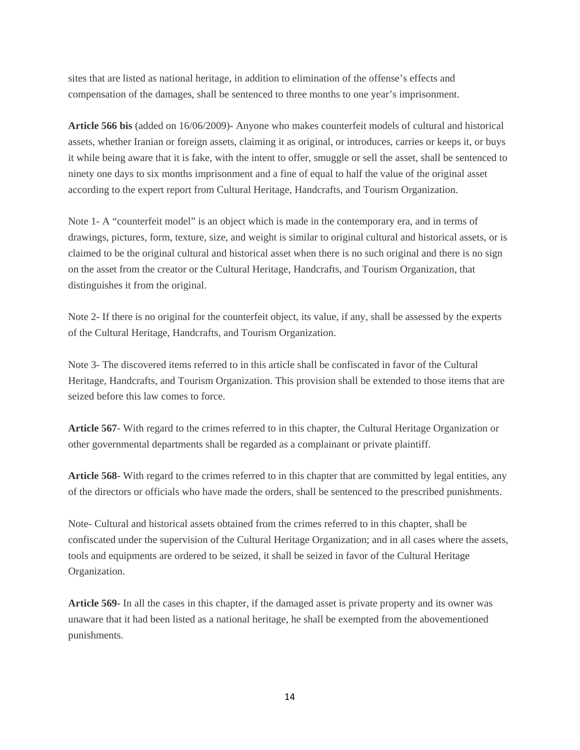sites that are listed as national heritage, in addition to elimination of the offense's effects and compensation of the damages, shall be sentenced to three months to one year's imprisonment.

**Article 566 bis** (added on 16/06/2009)- Anyone who makes counterfeit models of cultural and historical assets, whether Iranian or foreign assets, claiming it as original, or introduces, carries or keeps it, or buys it while being aware that it is fake, with the intent to offer, smuggle or sell the asset, shall be sentenced to ninety one days to six months imprisonment and a fine of equal to half the value of the original asset according to the expert report from Cultural Heritage, Handcrafts, and Tourism Organization.

Note 1- A "counterfeit model" is an object which is made in the contemporary era, and in terms of drawings, pictures, form, texture, size, and weight is similar to original cultural and historical assets, or is claimed to be the original cultural and historical asset when there is no such original and there is no sign on the asset from the creator or the Cultural Heritage, Handcrafts, and Tourism Organization, that distinguishes it from the original.

Note 2- If there is no original for the counterfeit object, its value, if any, shall be assessed by the experts of the Cultural Heritage, Handcrafts, and Tourism Organization.

Note 3- The discovered items referred to in this article shall be confiscated in favor of the Cultural Heritage, Handcrafts, and Tourism Organization. This provision shall be extended to those items that are seized before this law comes to force.

**Article 567**- With regard to the crimes referred to in this chapter, the Cultural Heritage Organization or other governmental departments shall be regarded as a complainant or private plaintiff.

**Article 568**- With regard to the crimes referred to in this chapter that are committed by legal entities, any of the directors or officials who have made the orders, shall be sentenced to the prescribed punishments.

Note- Cultural and historical assets obtained from the crimes referred to in this chapter, shall be confiscated under the supervision of the Cultural Heritage Organization; and in all cases where the assets, tools and equipments are ordered to be seized, it shall be seized in favor of the Cultural Heritage Organization.

**Article 569**- In all the cases in this chapter, if the damaged asset is private property and its owner was unaware that it had been listed as a national heritage, he shall be exempted from the abovementioned punishments.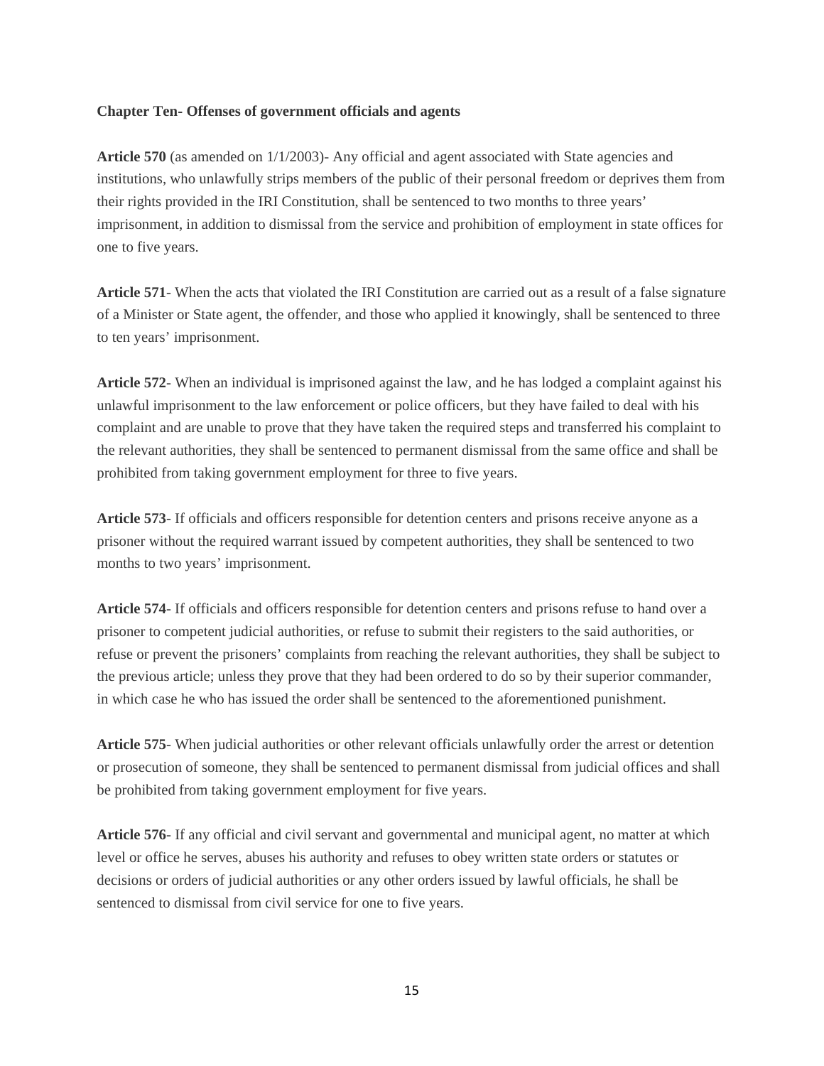**Chapter Ten- Offenses of government officials and agents**

**Article 570** (as amended on 1/1/2003)- Any official and agent associated with State agencies and institutions, who unlawfully strips members of the public of their personal freedom or deprives them from their rights provided in the IRI Constitution, shall be sentenced to two months to three years' imprisonment, in addition to dismissal from the service and prohibition of employment in state offices for one to five years.

**Article 571**- When the acts that violated the IRI Constitution are carried out as a result of a false signature of a Minister or State agent, the offender, and those who applied it knowingly, shall be sentenced to three to ten years' imprisonment.

**Article 572**- When an individual is imprisoned against the law, and he has lodged a complaint against his unlawful imprisonment to the law enforcement or police officers, but they have failed to deal with his complaint and are unable to prove that they have taken the required steps and transferred his complaint to the relevant authorities, they shall be sentenced to permanent dismissal from the same office and shall be prohibited from taking government employment for three to five years.

**Article 573**- If officials and officers responsible for detention centers and prisons receive anyone as a prisoner without the required warrant issued by competent authorities, they shall be sentenced to two months to two years' imprisonment.

**Article 574**- If officials and officers responsible for detention centers and prisons refuse to hand over a prisoner to competent judicial authorities, or refuse to submit their registers to the said authorities, or refuse or prevent the prisoners' complaints from reaching the relevant authorities, they shall be subject to the previous article; unless they prove that they had been ordered to do so by their superior commander, in which case he who has issued the order shall be sentenced to the aforementioned punishment.

**Article 575**- When judicial authorities or other relevant officials unlawfully order the arrest or detention or prosecution of someone, they shall be sentenced to permanent dismissal from judicial offices and shall be prohibited from taking government employment for five years.

**Article 576**- If any official and civil servant and governmental and municipal agent, no matter at which level or office he serves, abuses his authority and refuses to obey written state orders or statutes or decisions or orders of judicial authorities or any other orders issued by lawful officials, he shall be sentenced to dismissal from civil service for one to five years.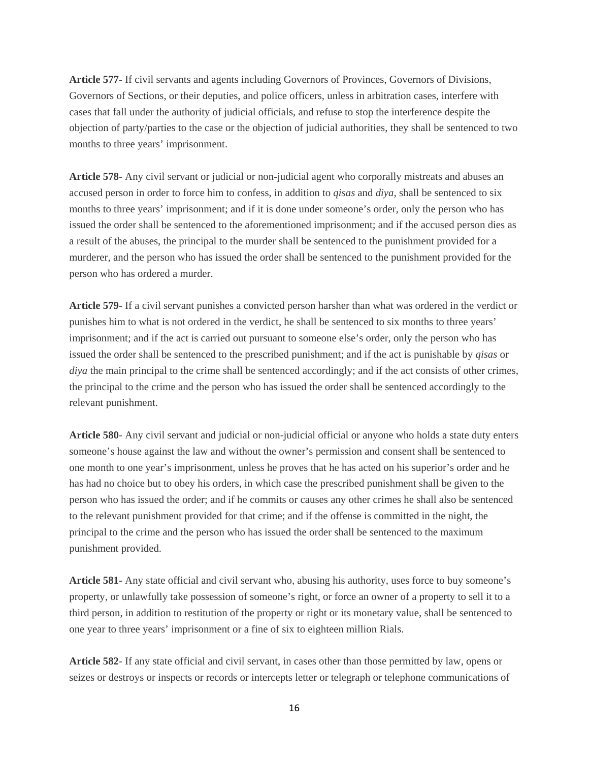**Article 577**- If civil servants and agents including Governors of Provinces, Governors of Divisions, Governors of Sections, or their deputies, and police officers, unless in arbitration cases, interfere with cases that fall under the authority of judicial officials, and refuse to stop the interference despite the objection of party/parties to the case or the objection of judicial authorities, they shall be sentenced to two months to three years' imprisonment.

**Article 578**- Any civil servant or judicial or non-judicial agent who corporally mistreats and abuses an accused person in order to force him to confess, in addition to *qisas* and *diya*, shall be sentenced to six months to three years' imprisonment; and if it is done under someone's order, only the person who has issued the order shall be sentenced to the aforementioned imprisonment; and if the accused person dies as a result of the abuses, the principal to the murder shall be sentenced to the punishment provided for a murderer, and the person who has issued the order shall be sentenced to the punishment provided for the person who has ordered a murder.

**Article 579**- If a civil servant punishes a convicted person harsher than what was ordered in the verdict or punishes him to what is not ordered in the verdict, he shall be sentenced to six months to three years' imprisonment; and if the act is carried out pursuant to someone else's order, only the person who has issued the order shall be sentenced to the prescribed punishment; and if the act is punishable by *qisas* or *diya* the main principal to the crime shall be sentenced accordingly; and if the act consists of other crimes, the principal to the crime and the person who has issued the order shall be sentenced accordingly to the relevant punishment.

**Article 580**- Any civil servant and judicial or non-judicial official or anyone who holds a state duty enters someone's house against the law and without the owner's permission and consent shall be sentenced to one month to one year's imprisonment, unless he proves that he has acted on his superior's order and he has had no choice but to obey his orders, in which case the prescribed punishment shall be given to the person who has issued the order; and if he commits or causes any other crimes he shall also be sentenced to the relevant punishment provided for that crime; and if the offense is committed in the night, the principal to the crime and the person who has issued the order shall be sentenced to the maximum punishment provided.

**Article 581**- Any state official and civil servant who, abusing his authority, uses force to buy someone's property, or unlawfully take possession of someone's right, or force an owner of a property to sell it to a third person, in addition to restitution of the property or right or its monetary value, shall be sentenced to one year to three years' imprisonment or a fine of six to eighteen million Rials.

**Article 582**- If any state official and civil servant, in cases other than those permitted by law, opens or seizes or destroys or inspects or records or intercepts letter or telegraph or telephone communications of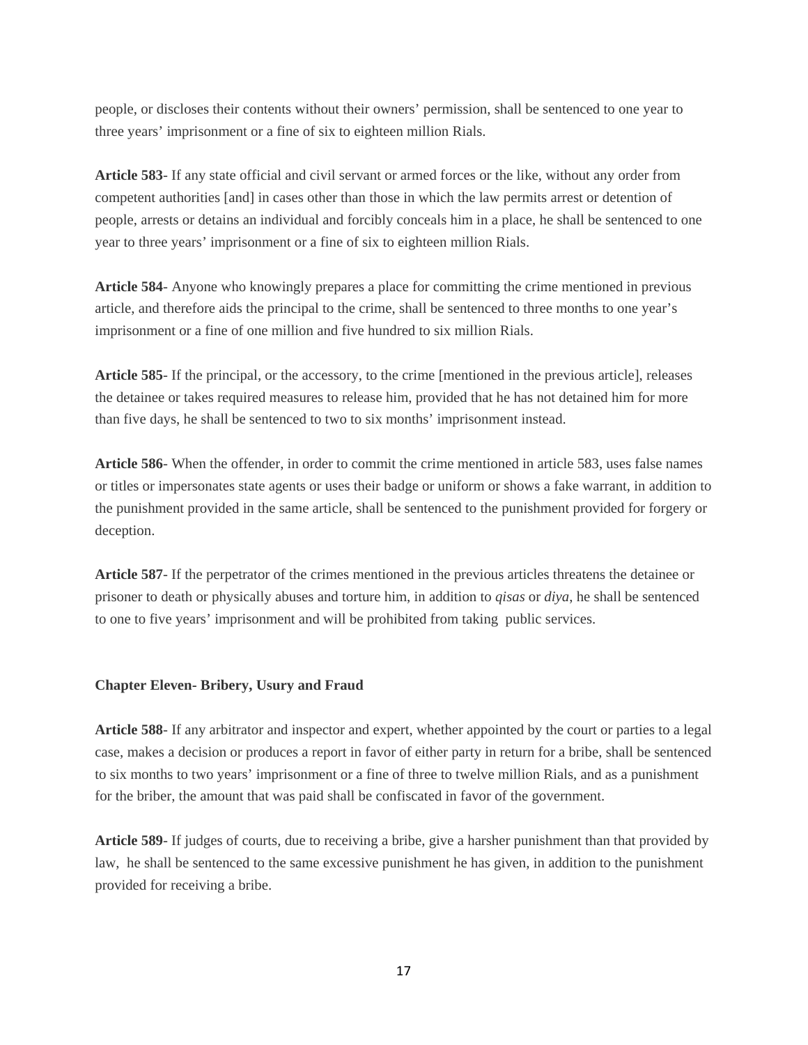people, or discloses their contents without their owners' permission, shall be sentenced to one year to three years' imprisonment or a fine of six to eighteen million Rials.

**Article 583**- If any state official and civil servant or armed forces or the like, without any order from competent authorities [and] in cases other than those in which the law permits arrest or detention of people, arrests or detains an individual and forcibly conceals him in a place, he shall be sentenced to one year to three years' imprisonment or a fine of six to eighteen million Rials.

**Article 584**- Anyone who knowingly prepares a place for committing the crime mentioned in previous article, and therefore aids the principal to the crime, shall be sentenced to three months to one year's imprisonment or a fine of one million and five hundred to six million Rials.

**Article 585**- If the principal, or the accessory, to the crime [mentioned in the previous article], releases the detainee or takes required measures to release him, provided that he has not detained him for more than five days, he shall be sentenced to two to six months' imprisonment instead.

**Article 586**- When the offender, in order to commit the crime mentioned in article 583, uses false names or titles or impersonates state agents or uses their badge or uniform or shows a fake warrant, in addition to the punishment provided in the same article, shall be sentenced to the punishment provided for forgery or deception.

**Article 587**- If the perpetrator of the crimes mentioned in the previous articles threatens the detainee or prisoner to death or physically abuses and torture him, in addition to *qisas* or *diya*, he shall be sentenced to one to five years' imprisonment and will be prohibited from taking public services.

### Chapter Eleven- Bribery, Usury and Fraud

**Article 588**- If any arbitrator and inspector and expert, whether appointed by the court or parties to a legal case, makes a decision or produces a report in favor of either party in return for a bribe, shall be sentenced to six months to two years' imprisonment or a fine of three to twelve million Rials, and as a punishment for the briber, the amount that was paid shall be confiscated in favor of the government.

**Article 589**- If judges of courts, due to receiving a bribe, give a harsher punishment than that provided by law, he shall be sentenced to the same excessive punishment he has given, in addition to the punishment provided for receiving a bribe.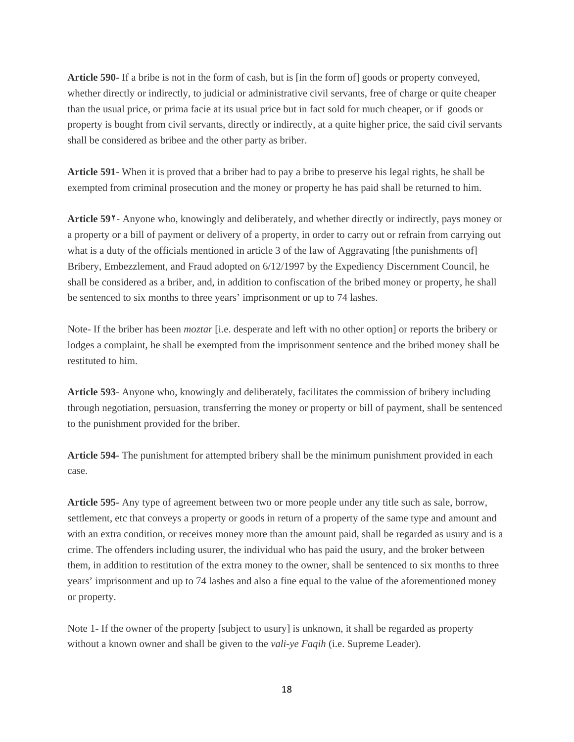**Article 590**- If a bribe is not in the form of cash, but is [in the form of] goods or property conveyed, whether directly or indirectly, to judicial or administrative civil servants, free of charge or quite cheaper than the usual price, or prima facie at its usual price but in fact sold for much cheaper, or if goods or property is bought from civil servants, directly or indirectly, at a quite higher price, the said civil servants shall be considered as bribee and the other party as briber.

**Article 591**- When it is proved that a briber had to pay a bribe to preserve his legal rights, he shall be exempted from criminal prosecution and the money or property he has paid shall be returned to him.

**Article 59۲**- Anyone who, knowingly and deliberately, and whether directly or indirectly, pays money or a property or a bill of payment or delivery of a property, in order to carry out or refrain from carrying out what is a duty of the officials mentioned in article 3 of the law of Aggravating [the punishments of] Bribery, Embezzlement, and Fraud adopted on 6/12/1997 by the Expediency Discernment Council, he shall be considered as a briber, and, in addition to confiscation of the bribed money or property, he shall be sentenced to six months to three years' imprisonment or up to 74 lashes.

Note- If the briber has been *moztar* [i.e. desperate and left with no other option] or reports the bribery or lodges a complaint, he shall be exempted from the imprisonment sentence and the bribed money shall be restituted to him.

**Article 593**- Anyone who, knowingly and deliberately, facilitates the commission of bribery including through negotiation, persuasion, transferring the money or property or bill of payment, shall be sentenced to the punishment provided for the briber.

**Article 594**- The punishment for attempted bribery shall be the minimum punishment provided in each case.

**Article 595-** Any type of agreement between two or more people under any title such as sale, borrow, settlement, etc that conveys a property or goods in return of a property of the same type and amount and with an extra condition, or receives money more than the amount paid, shall be regarded as usury and is a crime. The offenders including usurer, the individual who has paid the usury, and the broker between them, in addition to restitution of the extra money to the owner, shall be sentenced to six months to three years' imprisonment and up to 74 lashes and also a fine equal to the value of the aforementioned money or property.

Note 1- If the owner of the property [subject to usury] is unknown, it shall be regarded as property without a known owner and shall be given to the *vali-ye Faqih* (i.e. Supreme Leader).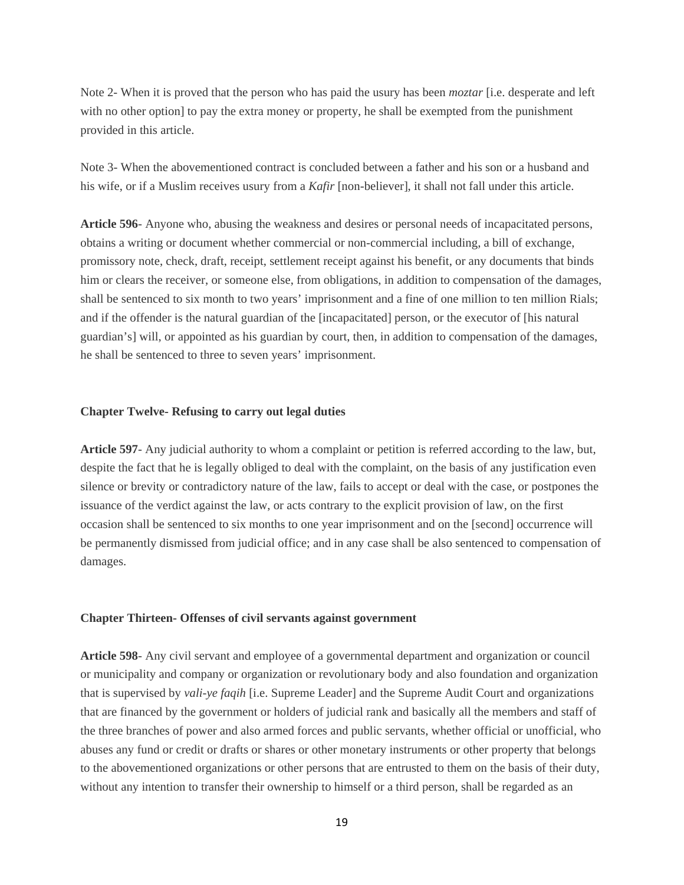Note 2- When it is proved that the person who has paid the usury has been *moztar* [i.e. desperate and left with no other option] to pay the extra money or property, he shall be exempted from the punishment provided in this article.

Note 3- When the abovementioned contract is concluded between a father and his son or a husband and his wife, or if a Muslim receives usury from a *Kafir* [non-believer], it shall not fall under this article.

**Article 596**- Anyone who, abusing the weakness and desires or personal needs of incapacitated persons, obtains a writing or document whether commercial or non-commercial including, a bill of exchange, promissory note, check, draft, receipt, settlement receipt against his benefit, or any documents that binds him or clears the receiver, or someone else, from obligations, in addition to compensation of the damages, shall be sentenced to six month to two years' imprisonment and a fine of one million to ten million Rials; and if the offender is the natural guardian of the [incapacitated] person, or the executor of [his natural guardian's] will, or appointed as his guardian by court, then, in addition to compensation of the damages, he shall be sentenced to three to seven years' imprisonment.

### Chapter Twelve- Refusing to carry out legal duties

**Article 597**- Any judicial authority to whom a complaint or petition is referred according to the law, but, despite the fact that he is legally obliged to deal with the complaint, on the basis of any justification even silence or brevity or contradictory nature of the law, fails to accept or deal with the case, or postpones the issuance of the verdict against the law, or acts contrary to the explicit provision of law, on the first occasion shall be sentenced to six months to one year imprisonment and on the [second] occurrence will be permanently dismissed from judicial office; and in any case shall be also sentenced to compensation of damages.

### Chapter Thirteen- Offenses of civil servants against government

**Article 598**- Any civil servant and employee of a governmental department and organization or council or municipality and company or organization or revolutionary body and also foundation and organization that is supervised by *vali-ye faqih* [i.e. Supreme Leader] and the Supreme Audit Court and organizations that are financed by the government or holders of judicial rank and basically all the members and staff of the three branches of power and also armed forces and public servants, whether official or unofficial, who abuses any fund or credit or drafts or shares or other monetary instruments or other property that belongs to the abovementioned organizations or other persons that are entrusted to them on the basis of their duty, without any intention to transfer their ownership to himself or a third person, shall be regarded as an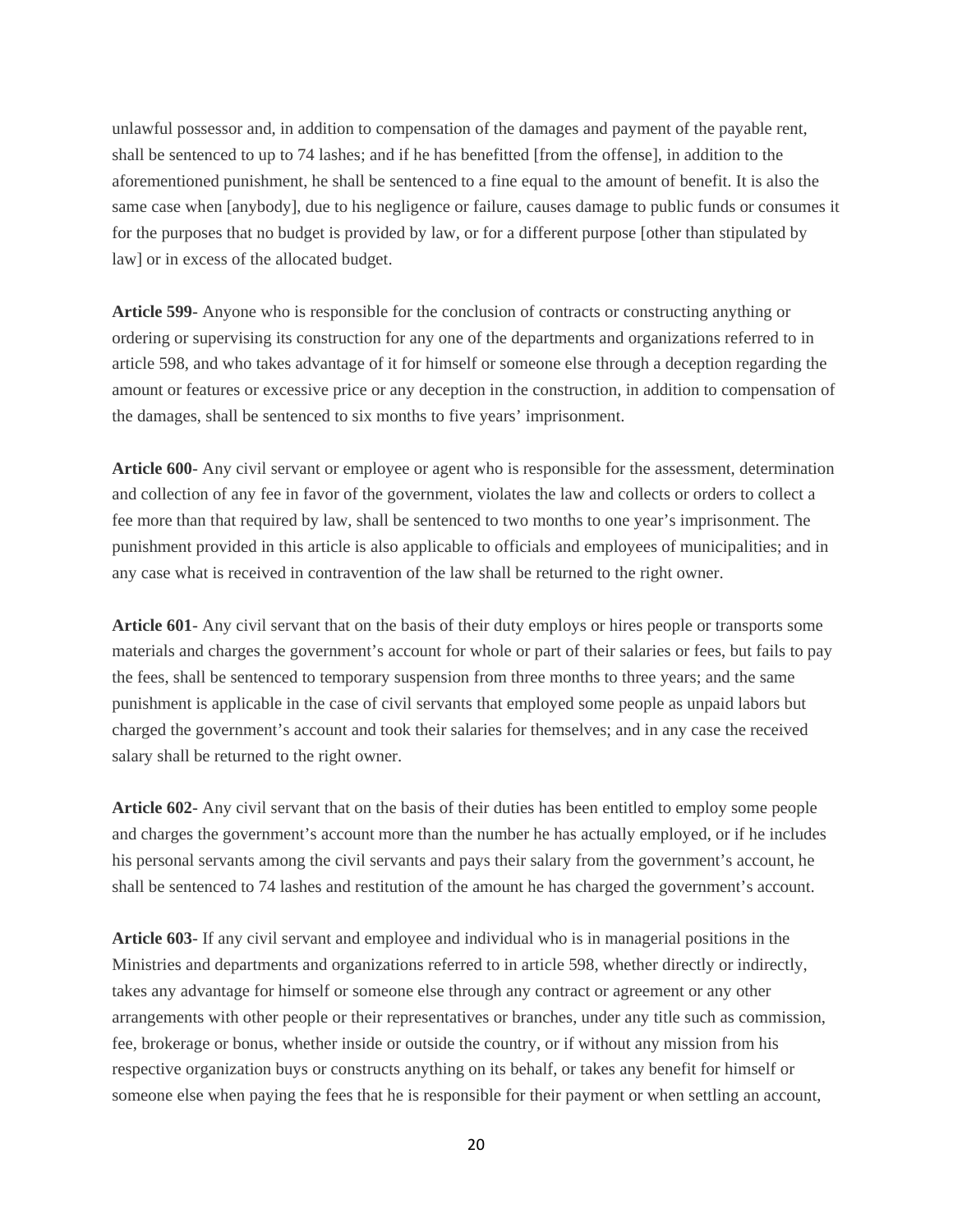unlawful possessor and, in addition to compensation of the damages and payment of the payable rent, shall be sentenced to up to 74 lashes; and if he has benefitted [from the offense], in addition to the aforementioned punishment, he shall be sentenced to a fine equal to the amount of benefit. It is also the same case when [anybody], due to his negligence or failure, causes damage to public funds or consumes it for the purposes that no budget is provided by law, or for a different purpose [other than stipulated by law] or in excess of the allocated budget.

**Article 599**- Anyone who is responsible for the conclusion of contracts or constructing anything or ordering or supervising its construction for any one of the departments and organizations referred to in article 598, and who takes advantage of it for himself or someone else through a deception regarding the amount or features or excessive price or any deception in the construction, in addition to compensation of the damages, shall be sentenced to six months to five years' imprisonment.

**Article 600**- Any civil servant or employee or agent who is responsible for the assessment, determination and collection of any fee in favor of the government, violates the law and collects or orders to collect a fee more than that required by law, shall be sentenced to two months to one year's imprisonment. The punishment provided in this article is also applicable to officials and employees of municipalities; and in any case what is received in contravention of the law shall be returned to the right owner.

**Article 601**- Any civil servant that on the basis of their duty employs or hires people or transports some materials and charges the government's account for whole or part of their salaries or fees, but fails to pay the fees, shall be sentenced to temporary suspension from three months to three years; and the same punishment is applicable in the case of civil servants that employed some people as unpaid labors but charged the government's account and took their salaries for themselves; and in any case the received salary shall be returned to the right owner.

**Article 602**- Any civil servant that on the basis of their duties has been entitled to employ some people and charges the government's account more than the number he has actually employed, or if he includes his personal servants among the civil servants and pays their salary from the government's account, he shall be sentenced to 74 lashes and restitution of the amount he has charged the government's account.

**Article 603**- If any civil servant and employee and individual who is in managerial positions in the Ministries and departments and organizations referred to in article 598, whether directly or indirectly, takes any advantage for himself or someone else through any contract or agreement or any other arrangements with other people or their representatives or branches, under any title such as commission, fee, brokerage or bonus, whether inside or outside the country, or if without any mission from his respective organization buys or constructs anything on its behalf, or takes any benefit for himself or someone else when paying the fees that he is responsible for their payment or when settling an account,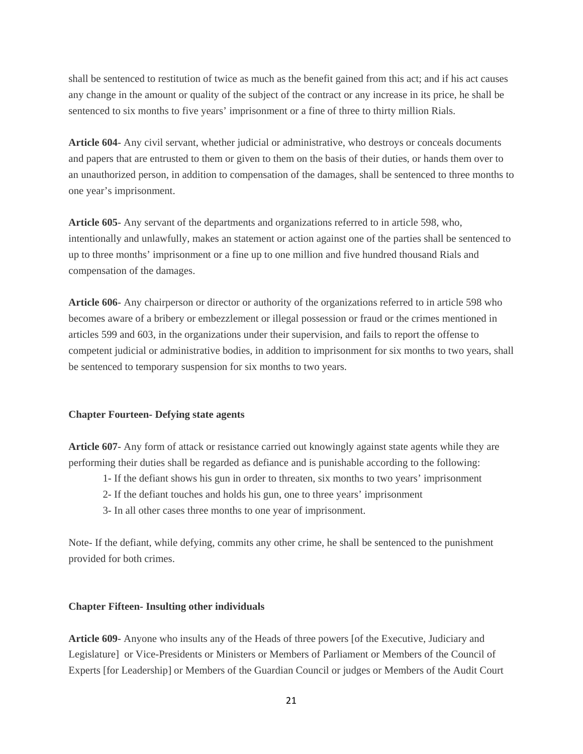shall be sentenced to restitution of twice as much as the benefit gained from this act; and if his act causes any change in the amount or quality of the subject of the contract or any increase in its price, he shall be sentenced to six months to five years' imprisonment or a fine of three to thirty million Rials.

**Article 604**- Any civil servant, whether judicial or administrative, who destroys or conceals documents and papers that are entrusted to them or given to them on the basis of their duties, or hands them over to an unauthorized person, in addition to compensation of the damages, shall be sentenced to three months to one year's imprisonment.

**Article 605**- Any servant of the departments and organizations referred to in article 598, who, intentionally and unlawfully, makes an statement or action against one of the parties shall be sentenced to up to three months' imprisonment or a fine up to one million and five hundred thousand Rials and compensation of the damages.

**Article 606**- Any chairperson or director or authority of the organizations referred to in article 598 who becomes aware of a bribery or embezzlement or illegal possession or fraud or the crimes mentioned in articles 599 and 603, in the organizations under their supervision, and fails to report the offense to competent judicial or administrative bodies, in addition to imprisonment for six months to two years, shall be sentenced to temporary suspension for six months to two years.

**Chapter Fourteen- Defying state agents**

**Article 607**- Any form of attack or resistance carried out knowingly against state agents while they are performing their duties shall be regarded as defiance and is punishable according to the following:

1- If the defiant shows his gun in order to threaten, six months to two years' imprisonment

2- If the defiant touches and holds his gun, one to three years' imprisonment

3- In all other cases three months to one year of imprisonment.

Note- If the defiant, while defying, commits any other crime, he shall be sentenced to the punishment provided for both crimes.

**Chapter Fifteen- Insulting other individuals**

**Article 609**- Anyone who insults any of the Heads of three powers [of the Executive, Judiciary and Legislature] or Vice-Presidents or Ministers or Members of Parliament or Members of the Council of Experts [for Leadership] or Members of the Guardian Council or judges or Members of the Audit Court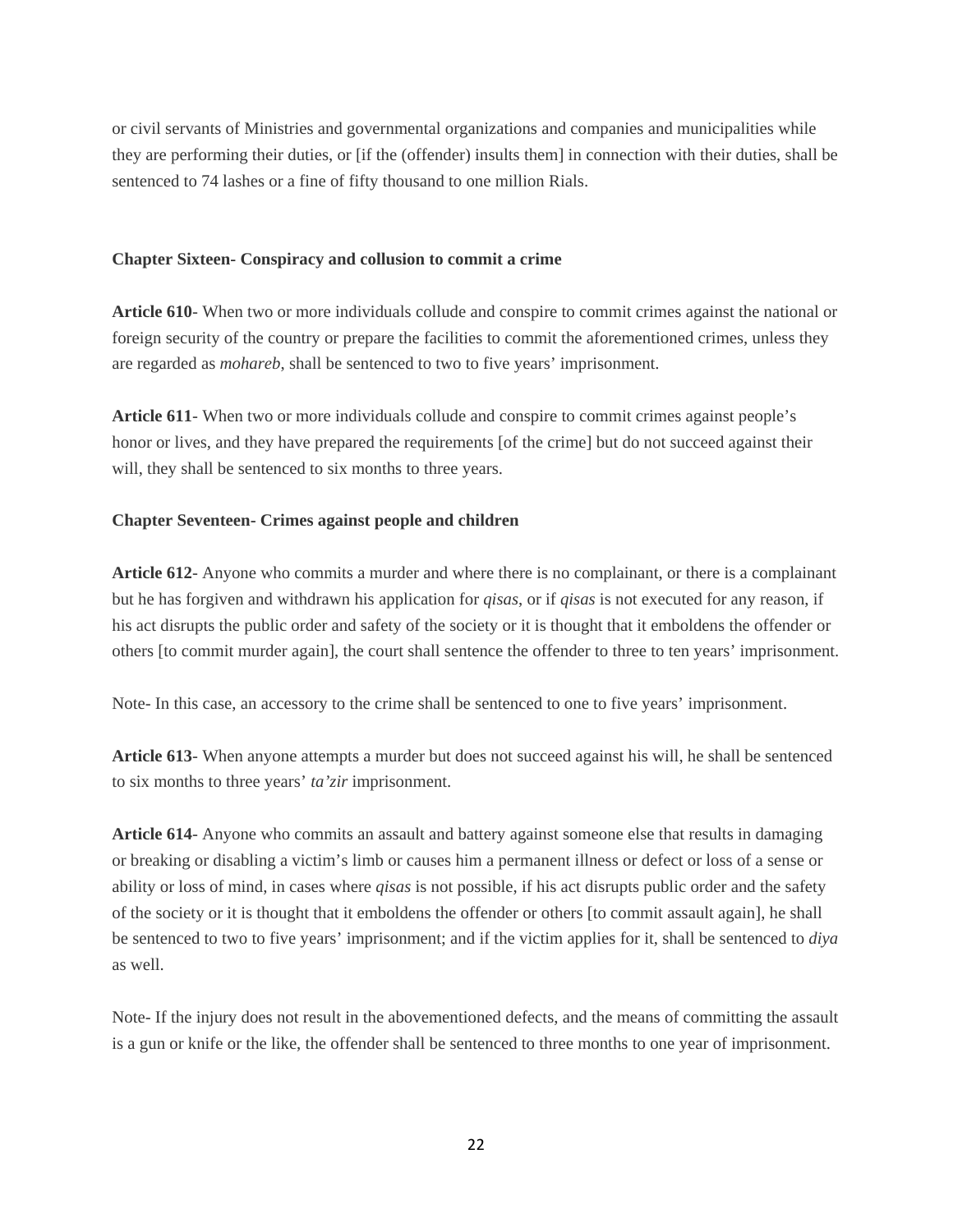or civil servants of Ministries and governmental organizations and companies and municipalities while they are performing their duties, or [if the (offender) insults them] in connection with their duties, shall be sentenced to 74 lashes or a fine of fifty thousand to one million Rials.

**Chapter Sixteen- Conspiracy and collusion to commit a crime**

**Article 610**- When two or more individuals collude and conspire to commit crimes against the national or foreign security of the country or prepare the facilities to commit the aforementioned crimes, unless they are regarded as *mohareb*, shall be sentenced to two to five years' imprisonment.

**Article 611**- When two or more individuals collude and conspire to commit crimes against people's honor or lives, and they have prepared the requirements [of the crime] but do not succeed against their will, they shall be sentenced to six months to three years.

**Chapter Seventeen- Crimes against people and children**

**Article 612**- Anyone who commits a murder and where there is no complainant, or there is a complainant but he has forgiven and withdrawn his application for *qisas*, or if *qisas* is not executed for any reason, if his act disrupts the public order and safety of the society or it is thought that it emboldens the offender or others [to commit murder again], the court shall sentence the offender to three to ten years' imprisonment.

Note- In this case, an accessory to the crime shall be sentenced to one to five years' imprisonment.

**Article 613**- When anyone attempts a murder but does not succeed against his will, he shall be sentenced to six months to three years' *ta'zir* imprisonment.

**Article 614**- Anyone who commits an assault and battery against someone else that results in damaging or breaking or disabling a victim's limb or causes him a permanent illness or defect or loss of a sense or ability or loss of mind, in cases where *qisas* is not possible, if his act disrupts public order and the safety of the society or it is thought that it emboldens the offender or others [to commit assault again], he shall be sentenced to two to five years' imprisonment; and if the victim applies for it, shall be sentenced to *diya* as well.

Note- If the injury does not result in the abovementioned defects, and the means of committing the assault is a gun or knife or the like, the offender shall be sentenced to three months to one year of imprisonment.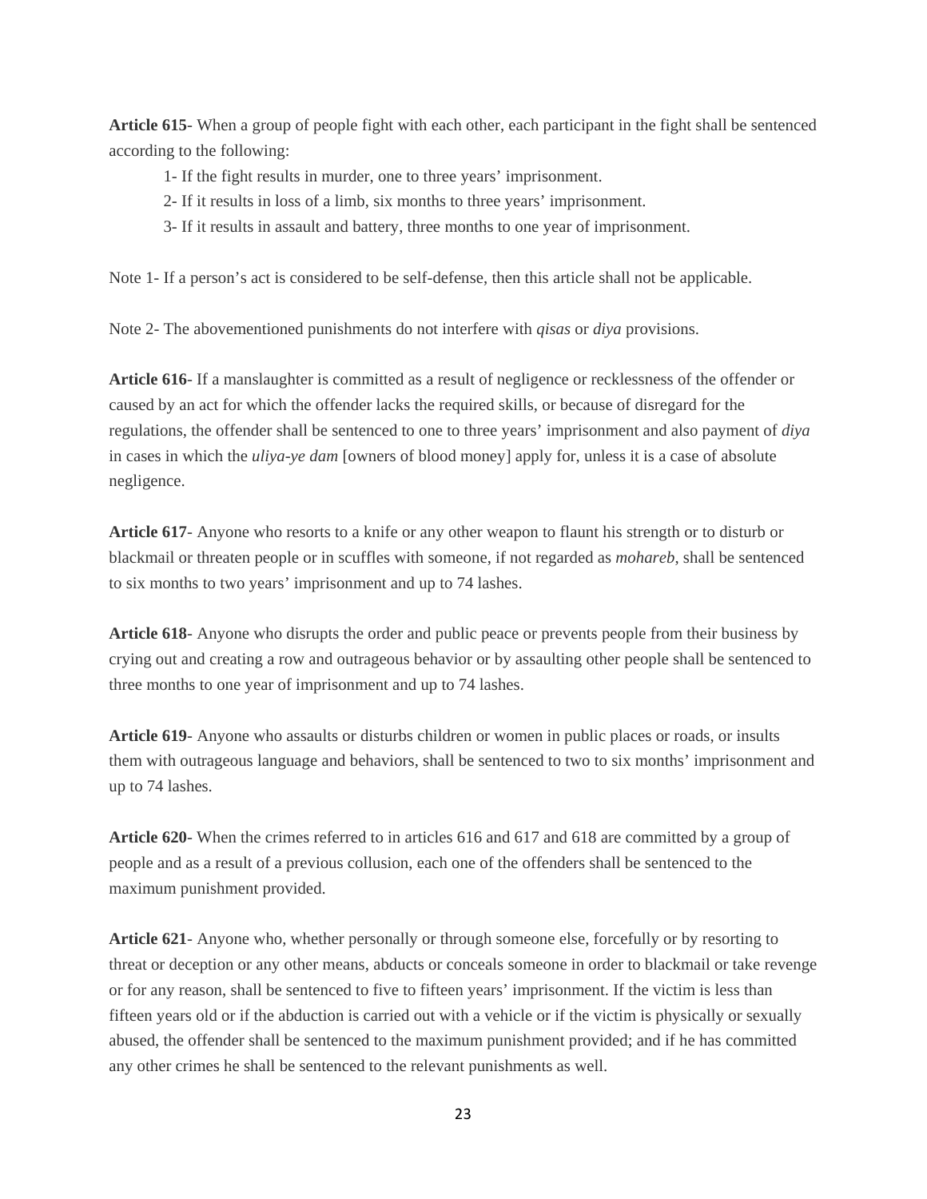**Article 615**- When a group of people fight with each other, each participant in the fight shall be sentenced according to the following:

1- If the fight results in murder, one to three years' imprisonment.
2- If it results in loss of a limb, six months to three years' imprisonment.
3- If it results in assault and battery, three months to one year of imprisonment.

Note 1- If a person's act is considered to be self-defense, then this article shall not be applicable.

Note 2- The abovementioned punishments do not interfere with *qisas* or *diya* provisions.

**Article 616**- If a manslaughter is committed as a result of negligence or recklessness of the offender or caused by an act for which the offender lacks the required skills, or because of disregard for the regulations, the offender shall be sentenced to one to three years' imprisonment and also payment of *diya* in cases in which the *uliya-ye dam* [owners of blood money] apply for, unless it is a case of absolute negligence.

**Article 617**- Anyone who resorts to a knife or any other weapon to flaunt his strength or to disturb or blackmail or threaten people or in scuffles with someone, if not regarded as *mohareb*, shall be sentenced to six months to two years' imprisonment and up to 74 lashes.

**Article 618**- Anyone who disrupts the order and public peace or prevents people from their business by crying out and creating a row and outrageous behavior or by assaulting other people shall be sentenced to three months to one year of imprisonment and up to 74 lashes.

**Article 619**- Anyone who assaults or disturbs children or women in public places or roads, or insults them with outrageous language and behaviors, shall be sentenced to two to six months' imprisonment and up to 74 lashes.

**Article 620**- When the crimes referred to in articles 616 and 617 and 618 are committed by a group of people and as a result of a previous collusion, each one of the offenders shall be sentenced to the maximum punishment provided.

**Article 621**- Anyone who, whether personally or through someone else, forcefully or by resorting to threat or deception or any other means, abducts or conceals someone in order to blackmail or take revenge or for any reason, shall be sentenced to five to fifteen years' imprisonment. If the victim is less than fifteen years old or if the abduction is carried out with a vehicle or if the victim is physically or sexually abused, the offender shall be sentenced to the maximum punishment provided; and if he has committed any other crimes he shall be sentenced to the relevant punishments as well.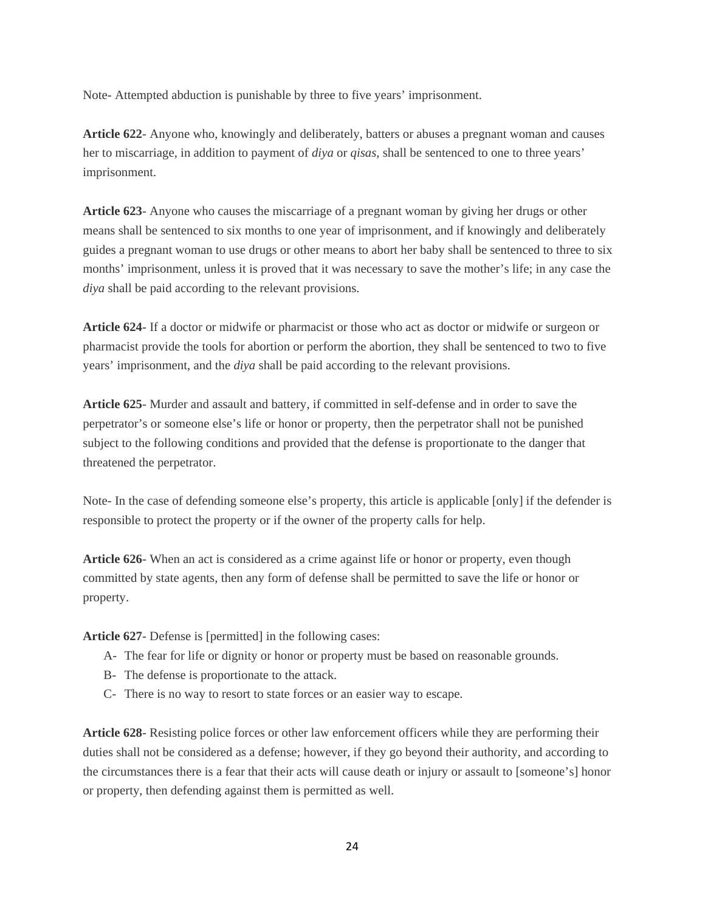Note- Attempted abduction is punishable by three to five years' imprisonment.

**Article 622**- Anyone who, knowingly and deliberately, batters or abuses a pregnant woman and causes her to miscarriage, in addition to payment of *diya* or *qisas*, shall be sentenced to one to three years' imprisonment.

**Article 623**- Anyone who causes the miscarriage of a pregnant woman by giving her drugs or other means shall be sentenced to six months to one year of imprisonment, and if knowingly and deliberately guides a pregnant woman to use drugs or other means to abort her baby shall be sentenced to three to six months' imprisonment, unless it is proved that it was necessary to save the mother's life; in any case the *diya* shall be paid according to the relevant provisions.

**Article 624**- If a doctor or midwife or pharmacist or those who act as doctor or midwife or surgeon or pharmacist provide the tools for abortion or perform the abortion, they shall be sentenced to two to five years' imprisonment, and the *diya* shall be paid according to the relevant provisions.

**Article 625-** Murder and assault and battery, if committed in self-defense and in order to save the perpetrator's or someone else's life or honor or property, then the perpetrator shall not be punished subject to the following conditions and provided that the defense is proportionate to the danger that threatened the perpetrator.

Note- In the case of defending someone else's property, this article is applicable [only] if the defender is responsible to protect the property or if the owner of the property calls for help.

**Article 626**- When an act is considered as a crime against life or honor or property, even though committed by state agents, then any form of defense shall be permitted to save the life or honor or property.

**Article 627**- Defense is [permitted] in the following cases:

A- The fear for life or dignity or honor or property must be based on reasonable grounds.
B- The defense is proportionate to the attack.
C- There is no way to resort to state forces or an easier way to escape.

**Article 628**- Resisting police forces or other law enforcement officers while they are performing their duties shall not be considered as a defense; however, if they go beyond their authority, and according to the circumstances there is a fear that their acts will cause death or injury or assault to [someone's] honor or property, then defending against them is permitted as well.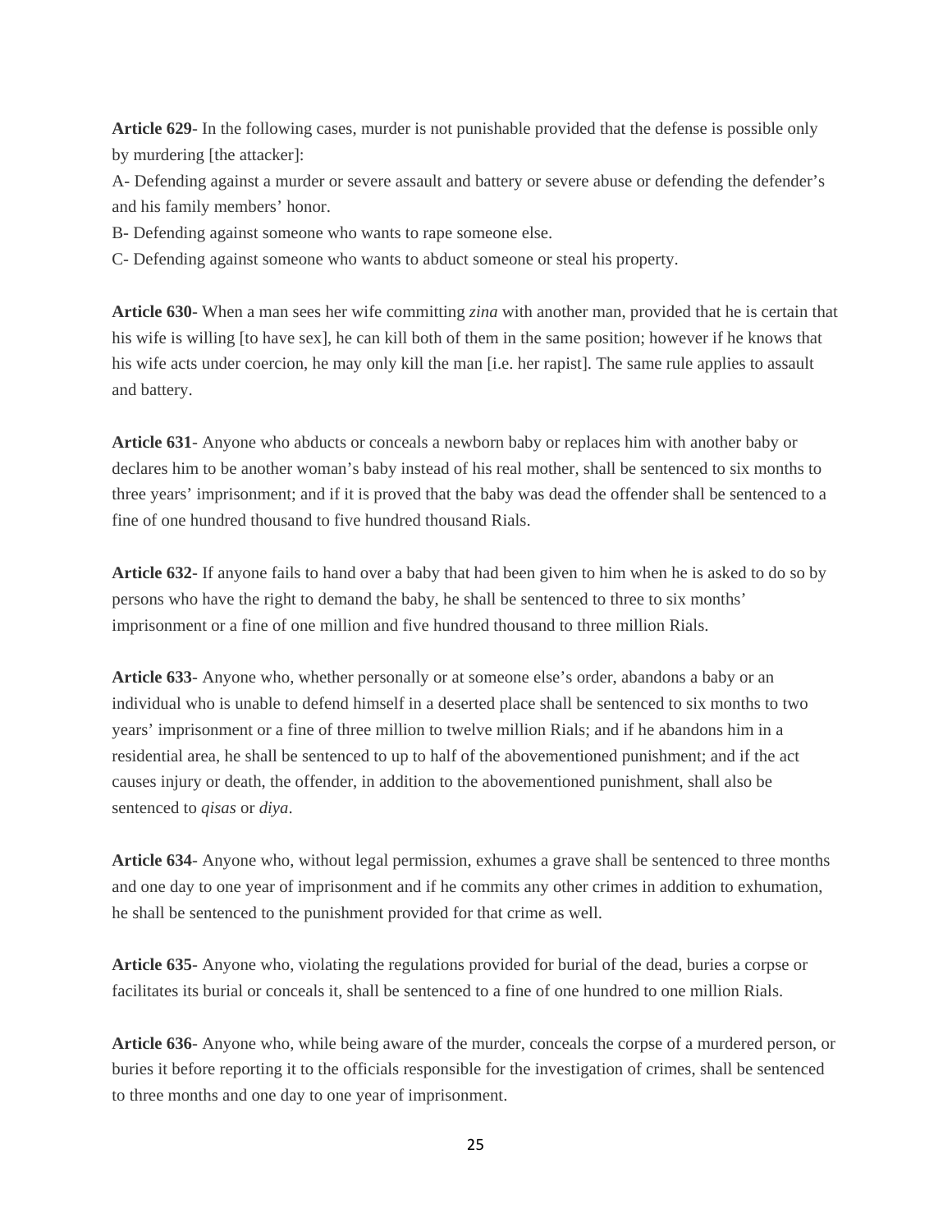**Article 629**- In the following cases, murder is not punishable provided that the defense is possible only by murdering [the attacker]:

A- Defending against a murder or severe assault and battery or severe abuse or defending the defender's and his family members' honor.

B- Defending against someone who wants to rape someone else.

C- Defending against someone who wants to abduct someone or steal his property.

**Article 630**- When a man sees her wife committing *zina* with another man, provided that he is certain that his wife is willing [to have sex], he can kill both of them in the same position; however if he knows that his wife acts under coercion, he may only kill the man [i.e. her rapist]. The same rule applies to assault and battery.

**Article 631**- Anyone who abducts or conceals a newborn baby or replaces him with another baby or declares him to be another woman's baby instead of his real mother, shall be sentenced to six months to three years' imprisonment; and if it is proved that the baby was dead the offender shall be sentenced to a fine of one hundred thousand to five hundred thousand Rials.

**Article 632**- If anyone fails to hand over a baby that had been given to him when he is asked to do so by persons who have the right to demand the baby, he shall be sentenced to three to six months' imprisonment or a fine of one million and five hundred thousand to three million Rials.

**Article 633**- Anyone who, whether personally or at someone else's order, abandons a baby or an individual who is unable to defend himself in a deserted place shall be sentenced to six months to two years' imprisonment or a fine of three million to twelve million Rials; and if he abandons him in a residential area, he shall be sentenced to up to half of the abovementioned punishment; and if the act causes injury or death, the offender, in addition to the abovementioned punishment, shall also be sentenced to *qisas* or *diya*.

**Article 634**- Anyone who, without legal permission, exhumes a grave shall be sentenced to three months and one day to one year of imprisonment and if he commits any other crimes in addition to exhumation, he shall be sentenced to the punishment provided for that crime as well.

**Article 635**- Anyone who, violating the regulations provided for burial of the dead, buries a corpse or facilitates its burial or conceals it, shall be sentenced to a fine of one hundred to one million Rials.

**Article 636**- Anyone who, while being aware of the murder, conceals the corpse of a murdered person, or buries it before reporting it to the officials responsible for the investigation of crimes, shall be sentenced to three months and one day to one year of imprisonment.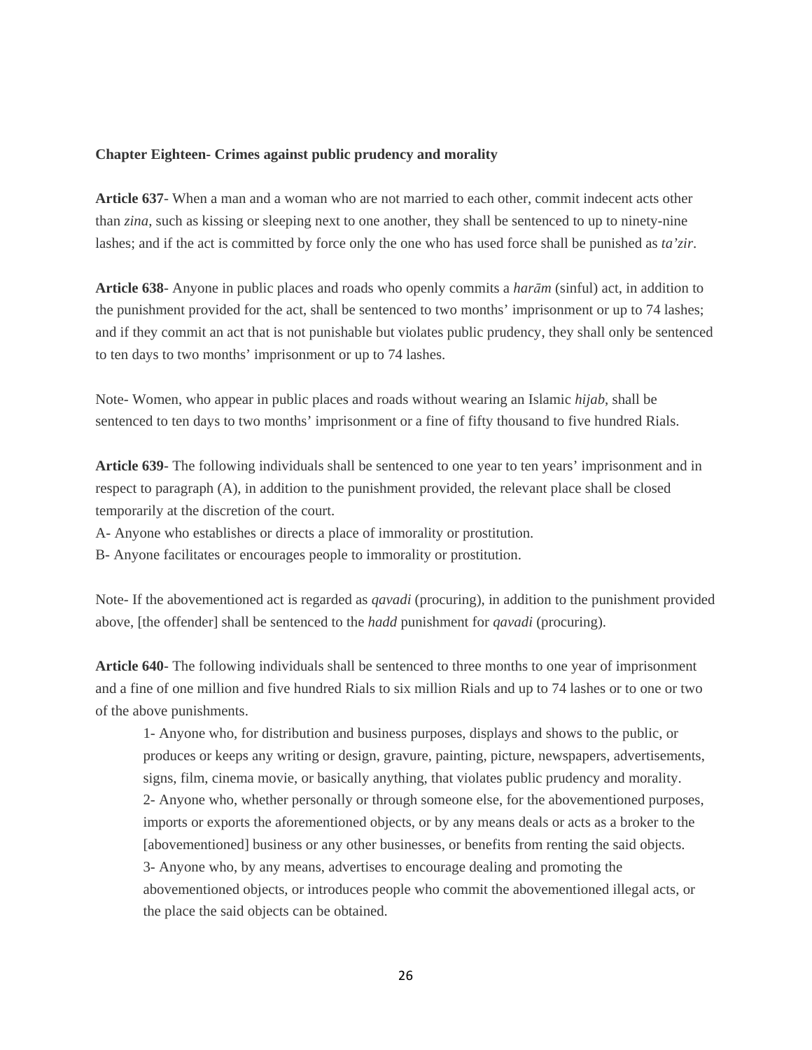**Chapter Eighteen- Crimes against public prudency and morality**

**Article 637**- When a man and a woman who are not married to each other, commit indecent acts other than *zina*, such as kissing or sleeping next to one another, they shall be sentenced to up to ninety-nine lashes; and if the act is committed by force only the one who has used force shall be punished as *ta'zir*.

**Article 638**- Anyone in public places and roads who openly commits a *harām* (sinful) act, in addition to the punishment provided for the act, shall be sentenced to two months' imprisonment or up to 74 lashes; and if they commit an act that is not punishable but violates public prudency, they shall only be sentenced to ten days to two months' imprisonment or up to 74 lashes.

Note- Women, who appear in public places and roads without wearing an Islamic *hijab*, shall be sentenced to ten days to two months' imprisonment or a fine of fifty thousand to five hundred Rials.

**Article 639**- The following individuals shall be sentenced to one year to ten years' imprisonment and in respect to paragraph (A), in addition to the punishment provided, the relevant place shall be closed temporarily at the discretion of the court.
A- Anyone who establishes or directs a place of immorality or prostitution.
B- Anyone facilitates or encourages people to immorality or prostitution.

Note- If the abovementioned act is regarded as *qavadi* (procuring), in addition to the punishment provided above, [the offender] shall be sentenced to the *hadd* punishment for *qavadi* (procuring).

**Article 640**- The following individuals shall be sentenced to three months to one year of imprisonment and a fine of one million and five hundred Rials to six million Rials and up to 74 lashes or to one or two of the above punishments.

1- Anyone who, for distribution and business purposes, displays and shows to the public, or produces or keeps any writing or design, gravure, painting, picture, newspapers, advertisements, signs, film, cinema movie, or basically anything, that violates public prudency and morality.
2- Anyone who, whether personally or through someone else, for the abovementioned purposes, imports or exports the aforementioned objects, or by any means deals or acts as a broker to the [abovementioned] business or any other businesses, or benefits from renting the said objects.
3- Anyone who, by any means, advertises to encourage dealing and promoting the abovementioned objects, or introduces people who commit the abovementioned illegal acts, or the place the said objects can be obtained.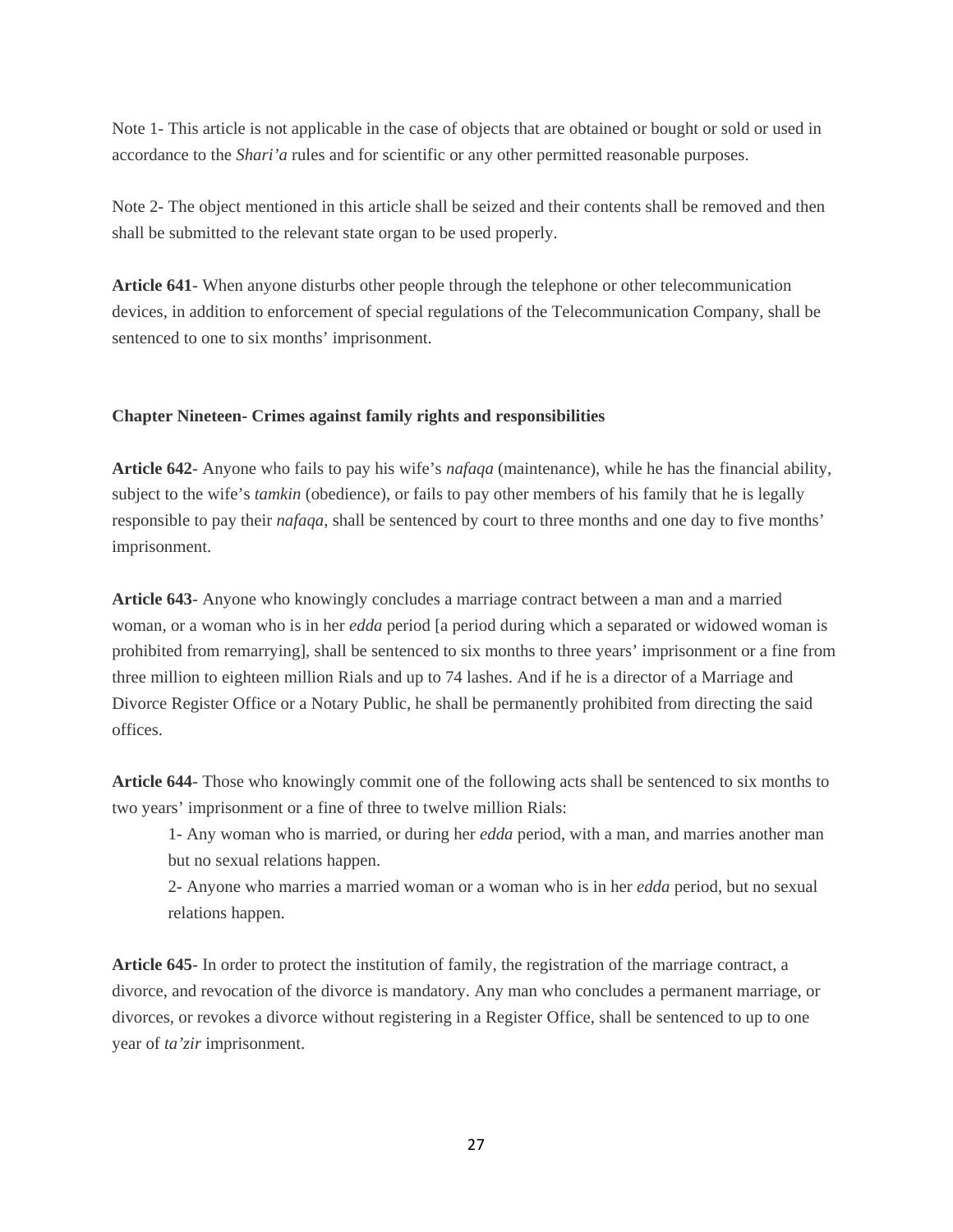Note 1- This article is not applicable in the case of objects that are obtained or bought or sold or used in accordance to the *Shari'a* rules and for scientific or any other permitted reasonable purposes.

Note 2- The object mentioned in this article shall be seized and their contents shall be removed and then shall be submitted to the relevant state organ to be used properly.

**Article 641**- When anyone disturbs other people through the telephone or other telecommunication devices, in addition to enforcement of special regulations of the Telecommunication Company, shall be sentenced to one to six months' imprisonment.

### Chapter Nineteen- Crimes against family rights and responsibilities

**Article 642**- Anyone who fails to pay his wife's *nafaqa* (maintenance), while he has the financial ability, subject to the wife's *tamkin* (obedience), or fails to pay other members of his family that he is legally responsible to pay their *nafaqa*, shall be sentenced by court to three months and one day to five months' imprisonment.

**Article 643**- Anyone who knowingly concludes a marriage contract between a man and a married woman, or a woman who is in her *edda* period [a period during which a separated or widowed woman is prohibited from remarrying], shall be sentenced to six months to three years' imprisonment or a fine from three million to eighteen million Rials and up to 74 lashes. And if he is a director of a Marriage and Divorce Register Office or a Notary Public, he shall be permanently prohibited from directing the said offices.

**Article 644**- Those who knowingly commit one of the following acts shall be sentenced to six months to two years' imprisonment or a fine of three to twelve million Rials:

1- Any woman who is married, or during her *edda* period, with a man, and marries another man but no sexual relations happen.

2- Anyone who marries a married woman or a woman who is in her *edda* period, but no sexual relations happen.

**Article 645**- In order to protect the institution of family, the registration of the marriage contract, a divorce, and revocation of the divorce is mandatory. Any man who concludes a permanent marriage, or divorces, or revokes a divorce without registering in a Register Office, shall be sentenced to up to one year of *ta'zir* imprisonment.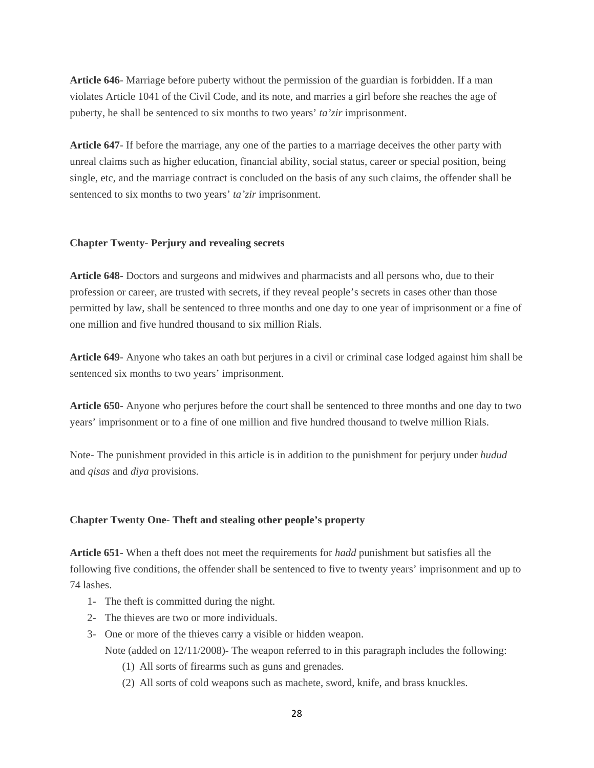**Article 646**- Marriage before puberty without the permission of the guardian is forbidden. If a man violates Article 1041 of the Civil Code, and its note, and marries a girl before she reaches the age of puberty, he shall be sentenced to six months to two years' *ta'zir* imprisonment.

**Article 647**- If before the marriage, any one of the parties to a marriage deceives the other party with unreal claims such as higher education, financial ability, social status, career or special position, being single, etc, and the marriage contract is concluded on the basis of any such claims, the offender shall be sentenced to six months to two years' *ta'zir* imprisonment.

**Chapter Twenty- Perjury and revealing secrets**

**Article 648**- Doctors and surgeons and midwives and pharmacists and all persons who, due to their profession or career, are trusted with secrets, if they reveal people's secrets in cases other than those permitted by law, shall be sentenced to three months and one day to one year of imprisonment or a fine of one million and five hundred thousand to six million Rials.

**Article 649**- Anyone who takes an oath but perjures in a civil or criminal case lodged against him shall be sentenced six months to two years' imprisonment.

**Article 650**- Anyone who perjures before the court shall be sentenced to three months and one day to two years' imprisonment or to a fine of one million and five hundred thousand to twelve million Rials.

Note- The punishment provided in this article is in addition to the punishment for perjury under *hudud* and *qisas* and *diya* provisions.

**Chapter Twenty One- Theft and stealing other people's property**

**Article 651**- When a theft does not meet the requirements for *hadd* punishment but satisfies all the following five conditions, the offender shall be sentenced to five to twenty years' imprisonment and up to 74 lashes.

1- The theft is committed during the night.
2- The thieves are two or more individuals.
3- One or more of the thieves carry a visible or hidden weapon.
   Note (added on 12/11/2008)- The weapon referred to in this paragraph includes the following:
   (1) All sorts of firearms such as guns and grenades.
   (2) All sorts of cold weapons such as machete, sword, knife, and brass knuckles.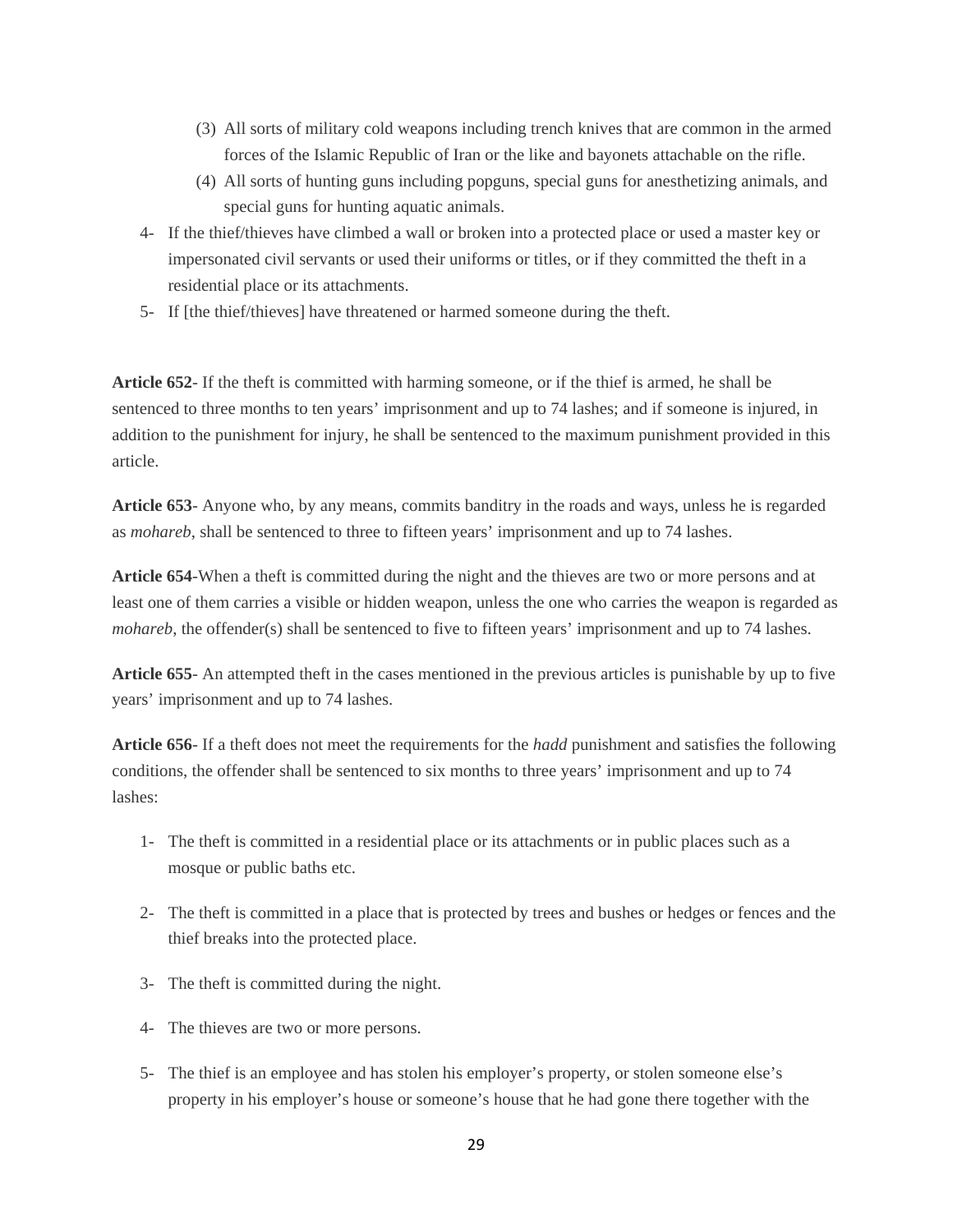(3) All sorts of military cold weapons including trench knives that are common in the armed forces of the Islamic Republic of Iran or the like and bayonets attachable on the rifle.
   (4) All sorts of hunting guns including popguns, special guns for anesthetizing animals, and special guns for hunting aquatic animals.

4- If the thief/thieves have climbed a wall or broken into a protected place or used a master key or impersonated civil servants or used their uniforms or titles, or if they committed the theft in a residential place or its attachments.

5- If [the thief/thieves] have threatened or harmed someone during the theft.

**Article 652**- If the theft is committed with harming someone, or if the thief is armed, he shall be sentenced to three months to ten years' imprisonment and up to 74 lashes; and if someone is injured, in addition to the punishment for injury, he shall be sentenced to the maximum punishment provided in this article.

**Article 653**- Anyone who, by any means, commits banditry in the roads and ways, unless he is regarded as *mohareb*, shall be sentenced to three to fifteen years' imprisonment and up to 74 lashes.

**Article 654**-When a theft is committed during the night and the thieves are two or more persons and at least one of them carries a visible or hidden weapon, unless the one who carries the weapon is regarded as *mohareb*, the offender(s) shall be sentenced to five to fifteen years' imprisonment and up to 74 lashes.

**Article 655-** An attempted theft in the cases mentioned in the previous articles is punishable by up to five years' imprisonment and up to 74 lashes.

**Article 656**- If a theft does not meet the requirements for the *hadd* punishment and satisfies the following conditions, the offender shall be sentenced to six months to three years' imprisonment and up to 74 lashes:

1- The theft is committed in a residential place or its attachments or in public places such as a mosque or public baths etc.

2- The theft is committed in a place that is protected by trees and bushes or hedges or fences and the thief breaks into the protected place.

3- The theft is committed during the night.

4- The thieves are two or more persons.

5- The thief is an employee and has stolen his employer's property, or stolen someone else's property in his employer's house or someone's house that he had gone there together with the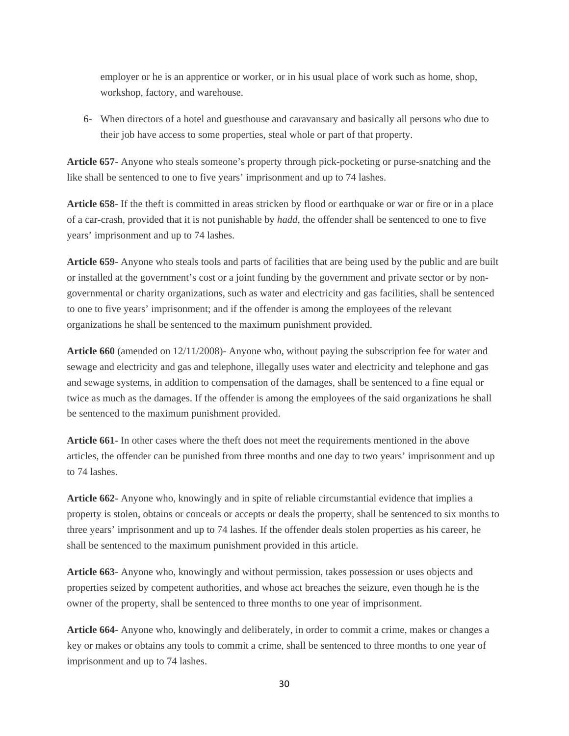employer or he is an apprentice or worker, or in his usual place of work such as home, shop, workshop, factory, and warehouse.

6- When directors of a hotel and guesthouse and caravansary and basically all persons who due to their job have access to some properties, steal whole or part of that property.

**Article 657**- Anyone who steals someone's property through pick-pocketing or purse-snatching and the like shall be sentenced to one to five years' imprisonment and up to 74 lashes.

**Article 658**- If the theft is committed in areas stricken by flood or earthquake or war or fire or in a place of a car-crash, provided that it is not punishable by *hadd*, the offender shall be sentenced to one to five years' imprisonment and up to 74 lashes.

**Article 659**- Anyone who steals tools and parts of facilities that are being used by the public and are built or installed at the government's cost or a joint funding by the government and private sector or by non-governmental or charity organizations, such as water and electricity and gas facilities, shall be sentenced to one to five years' imprisonment; and if the offender is among the employees of the relevant organizations he shall be sentenced to the maximum punishment provided.

**Article 660** (amended on 12/11/2008)- Anyone who, without paying the subscription fee for water and sewage and electricity and gas and telephone, illegally uses water and electricity and telephone and gas and sewage systems, in addition to compensation of the damages, shall be sentenced to a fine equal or twice as much as the damages. If the offender is among the employees of the said organizations he shall be sentenced to the maximum punishment provided.

**Article 661**- In other cases where the theft does not meet the requirements mentioned in the above articles, the offender can be punished from three months and one day to two years' imprisonment and up to 74 lashes.

**Article 662**- Anyone who, knowingly and in spite of reliable circumstantial evidence that implies a property is stolen, obtains or conceals or accepts or deals the property, shall be sentenced to six months to three years' imprisonment and up to 74 lashes. If the offender deals stolen properties as his career, he shall be sentenced to the maximum punishment provided in this article.

**Article 663**- Anyone who, knowingly and without permission, takes possession or uses objects and properties seized by competent authorities, and whose act breaches the seizure, even though he is the owner of the property, shall be sentenced to three months to one year of imprisonment.

**Article 664**- Anyone who, knowingly and deliberately, in order to commit a crime, makes or changes a key or makes or obtains any tools to commit a crime, shall be sentenced to three months to one year of imprisonment and up to 74 lashes.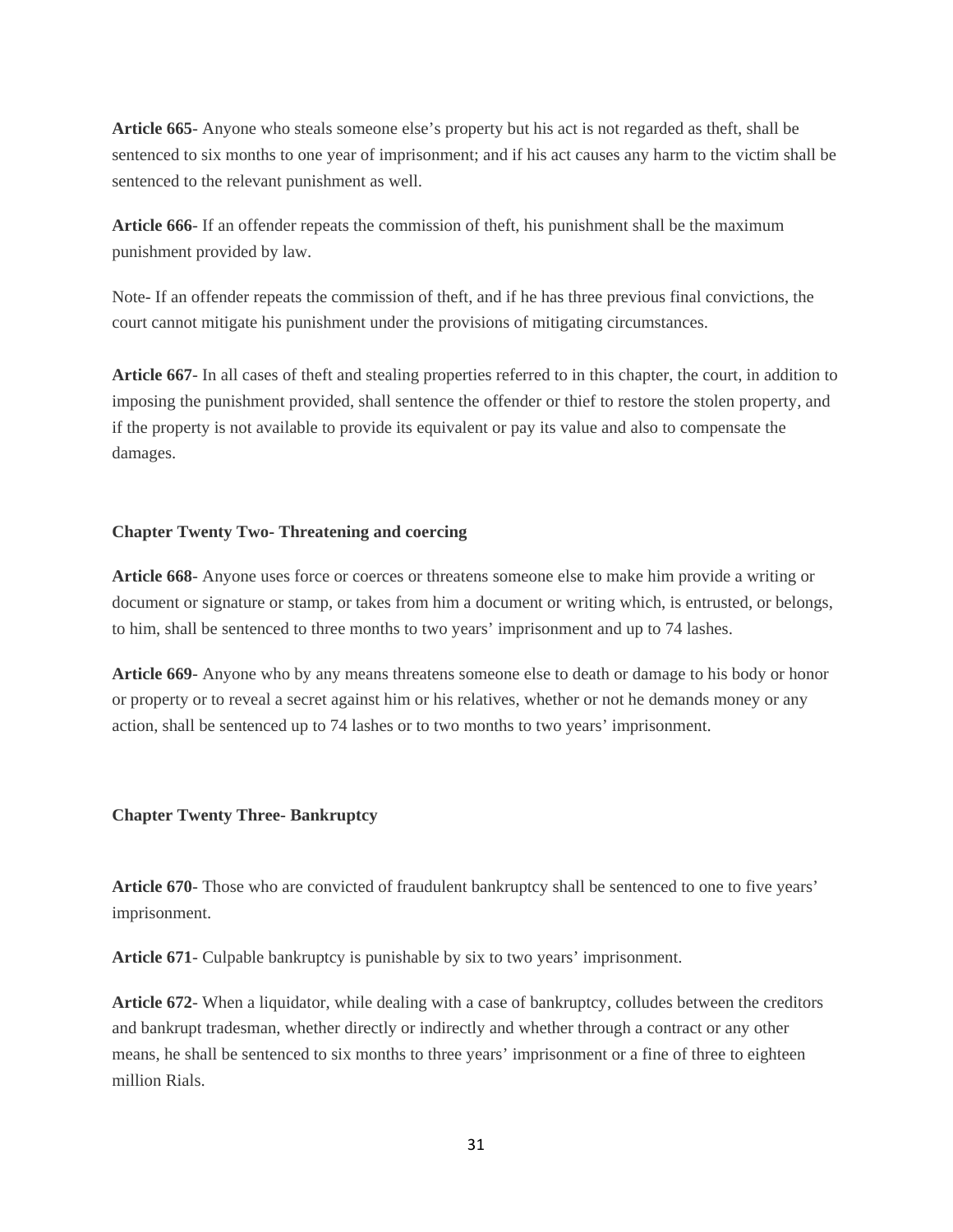**Article 665**- Anyone who steals someone else's property but his act is not regarded as theft, shall be sentenced to six months to one year of imprisonment; and if his act causes any harm to the victim shall be sentenced to the relevant punishment as well.

**Article 666**- If an offender repeats the commission of theft, his punishment shall be the maximum punishment provided by law.

Note- If an offender repeats the commission of theft, and if he has three previous final convictions, the court cannot mitigate his punishment under the provisions of mitigating circumstances.

**Article 667**- In all cases of theft and stealing properties referred to in this chapter, the court, in addition to imposing the punishment provided, shall sentence the offender or thief to restore the stolen property, and if the property is not available to provide its equivalent or pay its value and also to compensate the damages.

### Chapter Twenty Two- Threatening and coercing

**Article 668**- Anyone uses force or coerces or threatens someone else to make him provide a writing or document or signature or stamp, or takes from him a document or writing which, is entrusted, or belongs, to him, shall be sentenced to three months to two years' imprisonment and up to 74 lashes.

**Article 669**- Anyone who by any means threatens someone else to death or damage to his body or honor or property or to reveal a secret against him or his relatives, whether or not he demands money or any action, shall be sentenced up to 74 lashes or to two months to two years' imprisonment.

### Chapter Twenty Three- Bankruptcy

**Article 670**- Those who are convicted of fraudulent bankruptcy shall be sentenced to one to five years' imprisonment.

**Article 671**- Culpable bankruptcy is punishable by six to two years' imprisonment.

**Article 672**- When a liquidator, while dealing with a case of bankruptcy, colludes between the creditors and bankrupt tradesman, whether directly or indirectly and whether through a contract or any other means, he shall be sentenced to six months to three years' imprisonment or a fine of three to eighteen million Rials.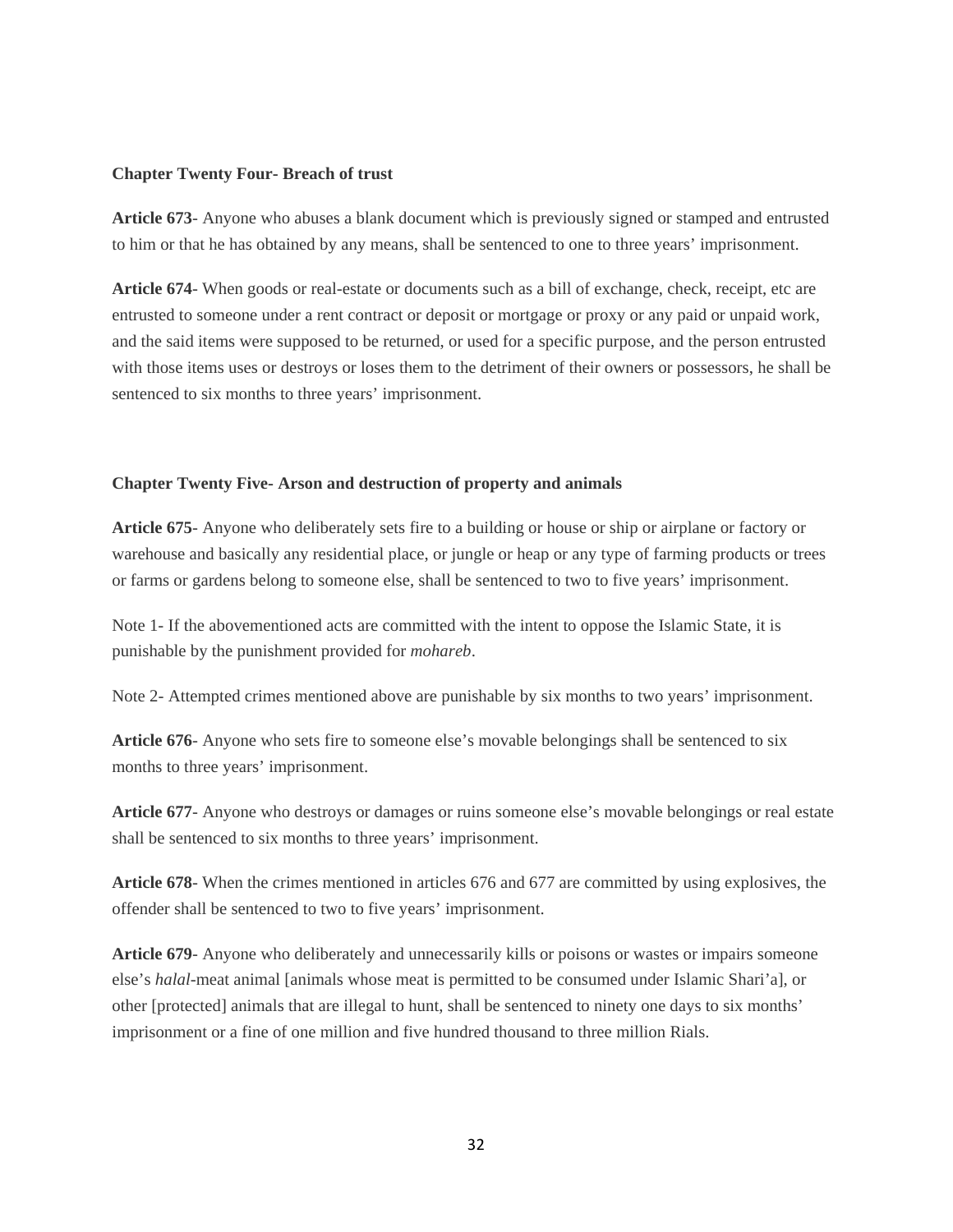## Chapter Twenty Four- Breach of trust

**Article 673**- Anyone who abuses a blank document which is previously signed or stamped and entrusted to him or that he has obtained by any means, shall be sentenced to one to three years' imprisonment.

**Article 674**- When goods or real-estate or documents such as a bill of exchange, check, receipt, etc are entrusted to someone under a rent contract or deposit or mortgage or proxy or any paid or unpaid work, and the said items were supposed to be returned, or used for a specific purpose, and the person entrusted with those items uses or destroys or loses them to the detriment of their owners or possessors, he shall be sentenced to six months to three years' imprisonment.

## Chapter Twenty Five- Arson and destruction of property and animals

**Article 675**- Anyone who deliberately sets fire to a building or house or ship or airplane or factory or warehouse and basically any residential place, or jungle or heap or any type of farming products or trees or farms or gardens belong to someone else, shall be sentenced to two to five years' imprisonment.

Note 1- If the abovementioned acts are committed with the intent to oppose the Islamic State, it is punishable by the punishment provided for *mohareb*.

Note 2- Attempted crimes mentioned above are punishable by six months to two years' imprisonment.

**Article 676**- Anyone who sets fire to someone else's movable belongings shall be sentenced to six months to three years' imprisonment.

**Article 677**- Anyone who destroys or damages or ruins someone else's movable belongings or real estate shall be sentenced to six months to three years' imprisonment.

**Article 678**- When the crimes mentioned in articles 676 and 677 are committed by using explosives, the offender shall be sentenced to two to five years' imprisonment.

**Article 679**- Anyone who deliberately and unnecessarily kills or poisons or wastes or impairs someone else's *halal*-meat animal [animals whose meat is permitted to be consumed under Islamic Shari'a], or other [protected] animals that are illegal to hunt, shall be sentenced to ninety one days to six months' imprisonment or a fine of one million and five hundred thousand to three million Rials.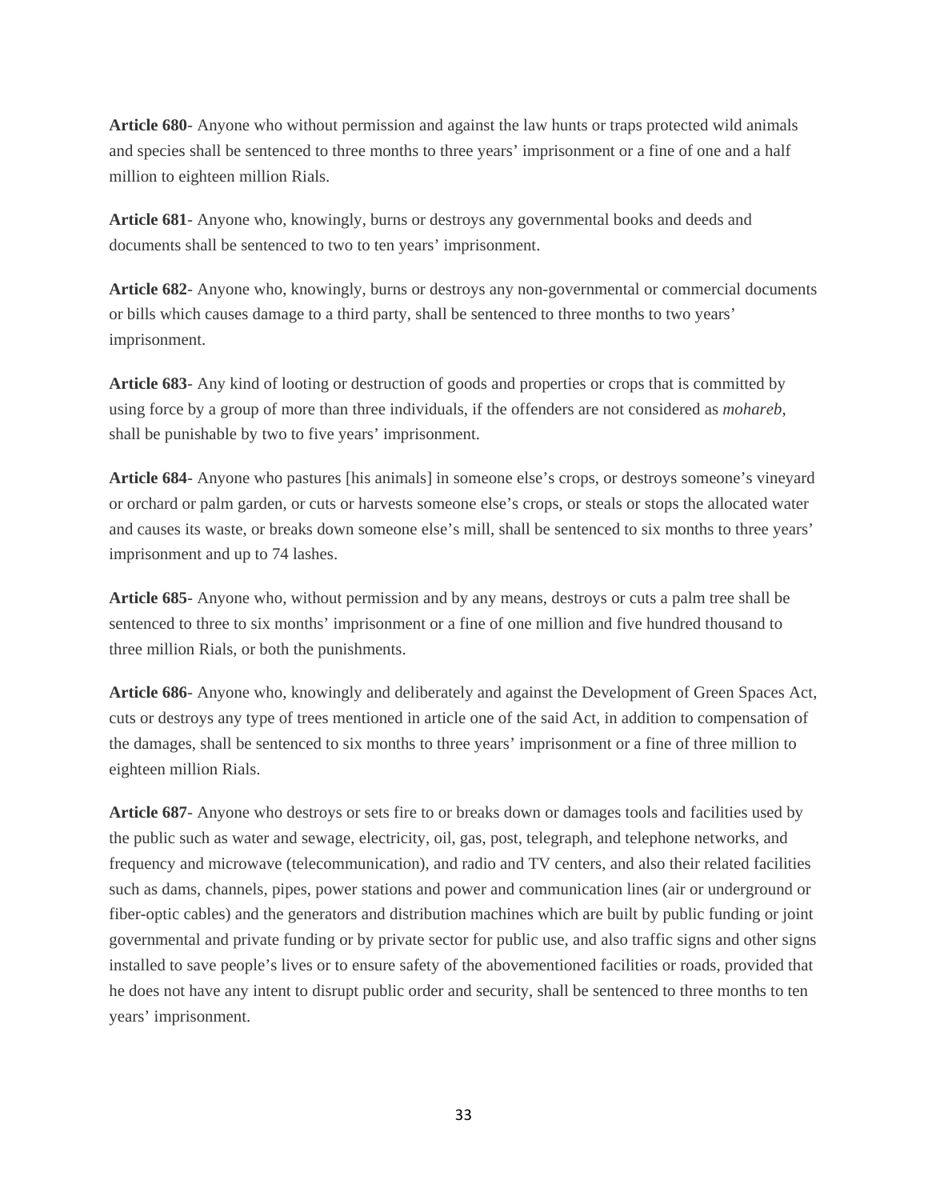**Article 680**- Anyone who without permission and against the law hunts or traps protected wild animals and species shall be sentenced to three months to three years' imprisonment or a fine of one and a half million to eighteen million Rials.

**Article 681**- Anyone who, knowingly, burns or destroys any governmental books and deeds and documents shall be sentenced to two to ten years' imprisonment.

**Article 682**- Anyone who, knowingly, burns or destroys any non-governmental or commercial documents or bills which causes damage to a third party, shall be sentenced to three months to two years' imprisonment.

**Article 683**- Any kind of looting or destruction of goods and properties or crops that is committed by using force by a group of more than three individuals, if the offenders are not considered as *mohareb*, shall be punishable by two to five years' imprisonment.

**Article 684**- Anyone who pastures [his animals] in someone else's crops, or destroys someone's vineyard or orchard or palm garden, or cuts or harvests someone else's crops, or steals or stops the allocated water and causes its waste, or breaks down someone else's mill, shall be sentenced to six months to three years' imprisonment and up to 74 lashes.

**Article 685**- Anyone who, without permission and by any means, destroys or cuts a palm tree shall be sentenced to three to six months' imprisonment or a fine of one million and five hundred thousand to three million Rials, or both the punishments.

**Article 686**- Anyone who, knowingly and deliberately and against the Development of Green Spaces Act, cuts or destroys any type of trees mentioned in article one of the said Act, in addition to compensation of the damages, shall be sentenced to six months to three years' imprisonment or a fine of three million to eighteen million Rials.

**Article 687**- Anyone who destroys or sets fire to or breaks down or damages tools and facilities used by the public such as water and sewage, electricity, oil, gas, post, telegraph, and telephone networks, and frequency and microwave (telecommunication), and radio and TV centers, and also their related facilities such as dams, channels, pipes, power stations and power and communication lines (air or underground or fiber-optic cables) and the generators and distribution machines which are built by public funding or joint governmental and private funding or by private sector for public use, and also traffic signs and other signs installed to save people's lives or to ensure safety of the abovementioned facilities or roads, provided that he does not have any intent to disrupt public order and security, shall be sentenced to three months to ten years' imprisonment.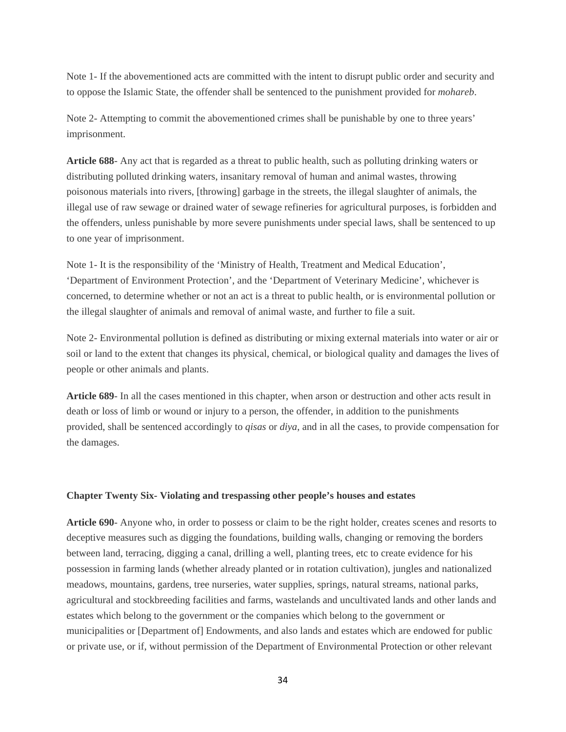Note 1- If the abovementioned acts are committed with the intent to disrupt public order and security and to oppose the Islamic State, the offender shall be sentenced to the punishment provided for *mohareb*.

Note 2- Attempting to commit the abovementioned crimes shall be punishable by one to three years' imprisonment.

**Article 688**- Any act that is regarded as a threat to public health, such as polluting drinking waters or distributing polluted drinking waters, insanitary removal of human and animal wastes, throwing poisonous materials into rivers, [throwing] garbage in the streets, the illegal slaughter of animals, the illegal use of raw sewage or drained water of sewage refineries for agricultural purposes, is forbidden and the offenders, unless punishable by more severe punishments under special laws, shall be sentenced to up to one year of imprisonment.

Note 1- It is the responsibility of the 'Ministry of Health, Treatment and Medical Education', 'Department of Environment Protection', and the 'Department of Veterinary Medicine', whichever is concerned, to determine whether or not an act is a threat to public health, or is environmental pollution or the illegal slaughter of animals and removal of animal waste, and further to file a suit.

Note 2- Environmental pollution is defined as distributing or mixing external materials into water or air or soil or land to the extent that changes its physical, chemical, or biological quality and damages the lives of people or other animals and plants.

**Article 689**- In all the cases mentioned in this chapter, when arson or destruction and other acts result in death or loss of limb or wound or injury to a person, the offender, in addition to the punishments provided, shall be sentenced accordingly to *qisas* or *diya*, and in all the cases, to provide compensation for the damages.

**Chapter Twenty Six- Violating and trespassing other people's houses and estates**

**Article 690**- Anyone who, in order to possess or claim to be the right holder, creates scenes and resorts to deceptive measures such as digging the foundations, building walls, changing or removing the borders between land, terracing, digging a canal, drilling a well, planting trees, etc to create evidence for his possession in farming lands (whether already planted or in rotation cultivation), jungles and nationalized meadows, mountains, gardens, tree nurseries, water supplies, springs, natural streams, national parks, agricultural and stockbreeding facilities and farms, wastelands and uncultivated lands and other lands and estates which belong to the government or the companies which belong to the government or municipalities or [Department of] Endowments, and also lands and estates which are endowed for public or private use, or if, without permission of the Department of Environmental Protection or other relevant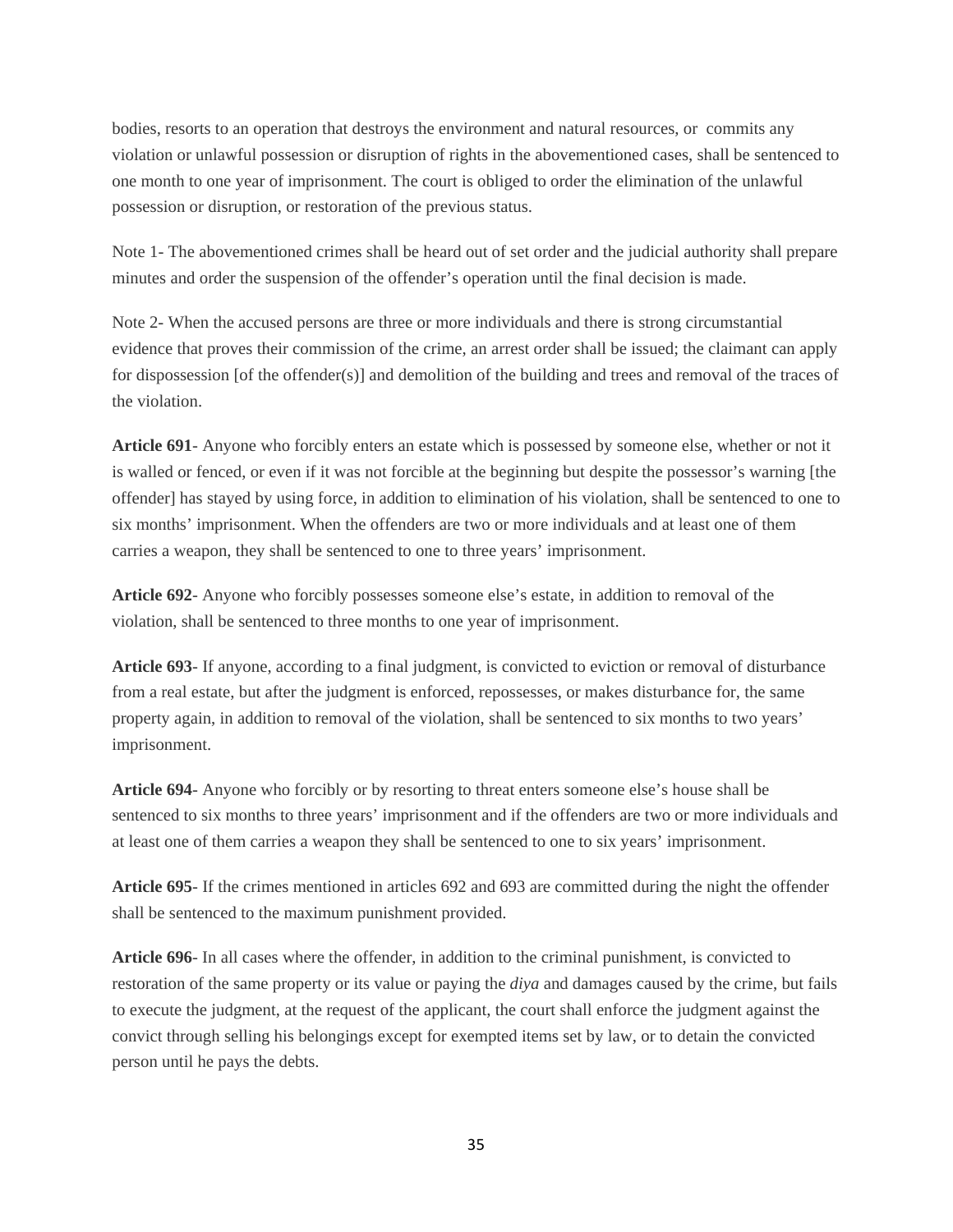bodies, resorts to an operation that destroys the environment and natural resources, or  commits any violation or unlawful possession or disruption of rights in the abovementioned cases, shall be sentenced to one month to one year of imprisonment. The court is obliged to order the elimination of the unlawful possession or disruption, or restoration of the previous status.

Note 1- The abovementioned crimes shall be heard out of set order and the judicial authority shall prepare minutes and order the suspension of the offender's operation until the final decision is made.

Note 2- When the accused persons are three or more individuals and there is strong circumstantial evidence that proves their commission of the crime, an arrest order shall be issued; the claimant can apply for dispossession [of the offender(s)] and demolition of the building and trees and removal of the traces of the violation.

**Article 691**- Anyone who forcibly enters an estate which is possessed by someone else, whether or not it is walled or fenced, or even if it was not forcible at the beginning but despite the possessor's warning [the offender] has stayed by using force, in addition to elimination of his violation, shall be sentenced to one to six months' imprisonment. When the offenders are two or more individuals and at least one of them carries a weapon, they shall be sentenced to one to three years' imprisonment.

**Article 692**- Anyone who forcibly possesses someone else's estate, in addition to removal of the violation, shall be sentenced to three months to one year of imprisonment.

**Article 693**- If anyone, according to a final judgment, is convicted to eviction or removal of disturbance from a real estate, but after the judgment is enforced, repossesses, or makes disturbance for, the same property again, in addition to removal of the violation, shall be sentenced to six months to two years' imprisonment.

**Article 694**- Anyone who forcibly or by resorting to threat enters someone else's house shall be sentenced to six months to three years' imprisonment and if the offenders are two or more individuals and at least one of them carries a weapon they shall be sentenced to one to six years' imprisonment.

**Article 695**- If the crimes mentioned in articles 692 and 693 are committed during the night the offender shall be sentenced to the maximum punishment provided.

**Article 696**- In all cases where the offender, in addition to the criminal punishment, is convicted to restoration of the same property or its value or paying the *diya* and damages caused by the crime, but fails to execute the judgment, at the request of the applicant, the court shall enforce the judgment against the convict through selling his belongings except for exempted items set by law, or to detain the convicted person until he pays the debts.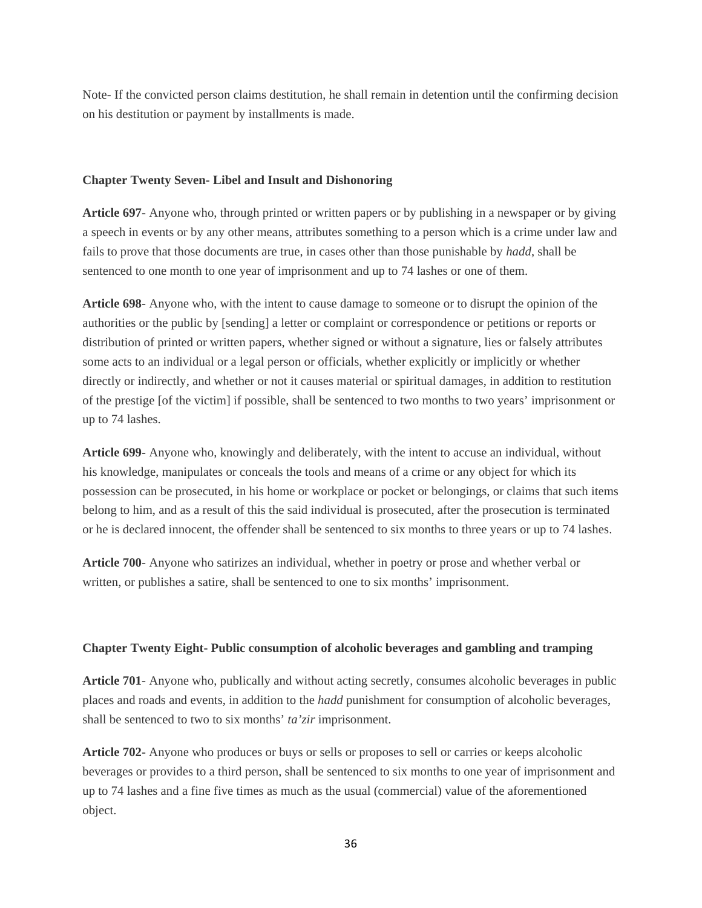Note- If the convicted person claims destitution, he shall remain in detention until the confirming decision on his destitution or payment by installments is made.

### Chapter Twenty Seven- Libel and Insult and Dishonoring

**Article 697**- Anyone who, through printed or written papers or by publishing in a newspaper or by giving a speech in events or by any other means, attributes something to a person which is a crime under law and fails to prove that those documents are true, in cases other than those punishable by *hadd*, shall be sentenced to one month to one year of imprisonment and up to 74 lashes or one of them.

**Article 698**- Anyone who, with the intent to cause damage to someone or to disrupt the opinion of the authorities or the public by [sending] a letter or complaint or correspondence or petitions or reports or distribution of printed or written papers, whether signed or without a signature, lies or falsely attributes some acts to an individual or a legal person or officials, whether explicitly or implicitly or whether directly or indirectly, and whether or not it causes material or spiritual damages, in addition to restitution of the prestige [of the victim] if possible, shall be sentenced to two months to two years' imprisonment or up to 74 lashes.

**Article 699**- Anyone who, knowingly and deliberately, with the intent to accuse an individual, without his knowledge, manipulates or conceals the tools and means of a crime or any object for which its possession can be prosecuted, in his home or workplace or pocket or belongings, or claims that such items belong to him, and as a result of this the said individual is prosecuted, after the prosecution is terminated or he is declared innocent, the offender shall be sentenced to six months to three years or up to 74 lashes.

**Article 700**- Anyone who satirizes an individual, whether in poetry or prose and whether verbal or written, or publishes a satire, shall be sentenced to one to six months' imprisonment.

### Chapter Twenty Eight- Public consumption of alcoholic beverages and gambling and tramping

**Article 701**- Anyone who, publically and without acting secretly, consumes alcoholic beverages in public places and roads and events, in addition to the *hadd* punishment for consumption of alcoholic beverages, shall be sentenced to two to six months' *ta'zir* imprisonment.

**Article 702**- Anyone who produces or buys or sells or proposes to sell or carries or keeps alcoholic beverages or provides to a third person, shall be sentenced to six months to one year of imprisonment and up to 74 lashes and a fine five times as much as the usual (commercial) value of the aforementioned object.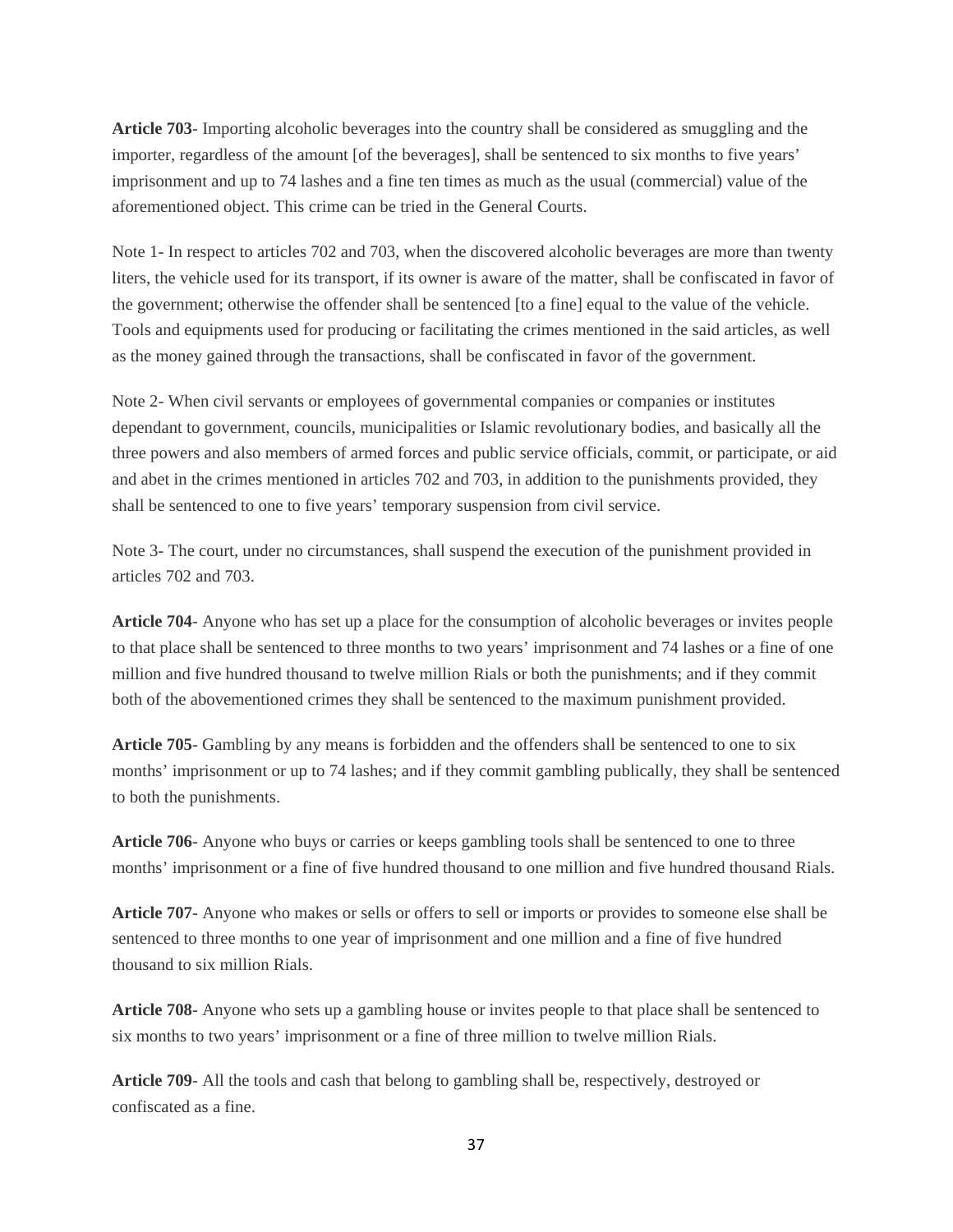**Article 703**- Importing alcoholic beverages into the country shall be considered as smuggling and the importer, regardless of the amount [of the beverages], shall be sentenced to six months to five years' imprisonment and up to 74 lashes and a fine ten times as much as the usual (commercial) value of the aforementioned object. This crime can be tried in the General Courts.

Note 1- In respect to articles 702 and 703, when the discovered alcoholic beverages are more than twenty liters, the vehicle used for its transport, if its owner is aware of the matter, shall be confiscated in favor of the government; otherwise the offender shall be sentenced [to a fine] equal to the value of the vehicle. Tools and equipments used for producing or facilitating the crimes mentioned in the said articles, as well as the money gained through the transactions, shall be confiscated in favor of the government.

Note 2- When civil servants or employees of governmental companies or companies or institutes dependant to government, councils, municipalities or Islamic revolutionary bodies, and basically all the three powers and also members of armed forces and public service officials, commit, or participate, or aid and abet in the crimes mentioned in articles 702 and 703, in addition to the punishments provided, they shall be sentenced to one to five years' temporary suspension from civil service.

Note 3- The court, under no circumstances, shall suspend the execution of the punishment provided in articles 702 and 703.

**Article 704**- Anyone who has set up a place for the consumption of alcoholic beverages or invites people to that place shall be sentenced to three months to two years' imprisonment and 74 lashes or a fine of one million and five hundred thousand to twelve million Rials or both the punishments; and if they commit both of the abovementioned crimes they shall be sentenced to the maximum punishment provided.

**Article 705**- Gambling by any means is forbidden and the offenders shall be sentenced to one to six months' imprisonment or up to 74 lashes; and if they commit gambling publically, they shall be sentenced to both the punishments.

**Article 706**- Anyone who buys or carries or keeps gambling tools shall be sentenced to one to three months' imprisonment or a fine of five hundred thousand to one million and five hundred thousand Rials.

**Article 707**- Anyone who makes or sells or offers to sell or imports or provides to someone else shall be sentenced to three months to one year of imprisonment and one million and a fine of five hundred thousand to six million Rials.

**Article 708**- Anyone who sets up a gambling house or invites people to that place shall be sentenced to six months to two years' imprisonment or a fine of three million to twelve million Rials.

**Article 709**- All the tools and cash that belong to gambling shall be, respectively, destroyed or confiscated as a fine.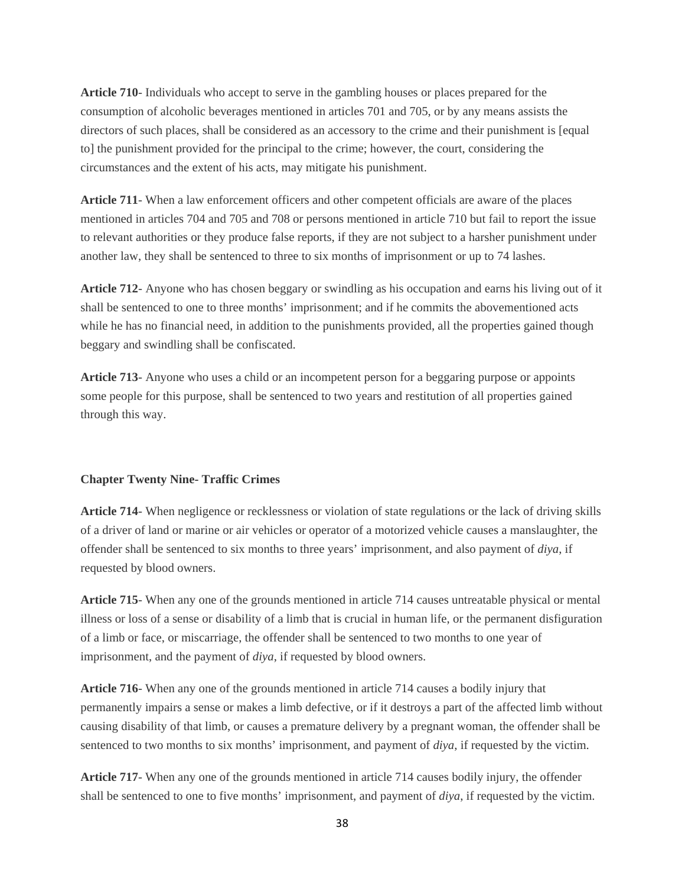**Article 710**- Individuals who accept to serve in the gambling houses or places prepared for the consumption of alcoholic beverages mentioned in articles 701 and 705, or by any means assists the directors of such places, shall be considered as an accessory to the crime and their punishment is [equal to] the punishment provided for the principal to the crime; however, the court, considering the circumstances and the extent of his acts, may mitigate his punishment.

**Article 711**- When a law enforcement officers and other competent officials are aware of the places mentioned in articles 704 and 705 and 708 or persons mentioned in article 710 but fail to report the issue to relevant authorities or they produce false reports, if they are not subject to a harsher punishment under another law, they shall be sentenced to three to six months of imprisonment or up to 74 lashes.

**Article 712**- Anyone who has chosen beggary or swindling as his occupation and earns his living out of it shall be sentenced to one to three months' imprisonment; and if he commits the abovementioned acts while he has no financial need, in addition to the punishments provided, all the properties gained though beggary and swindling shall be confiscated.

**Article 713**- Anyone who uses a child or an incompetent person for a beggaring purpose or appoints some people for this purpose, shall be sentenced to two years and restitution of all properties gained through this way.

**Chapter Twenty Nine- Traffic Crimes**

**Article 714**- When negligence or recklessness or violation of state regulations or the lack of driving skills of a driver of land or marine or air vehicles or operator of a motorized vehicle causes a manslaughter, the offender shall be sentenced to six months to three years' imprisonment, and also payment of *diya*, if requested by blood owners.

**Article 715**- When any one of the grounds mentioned in article 714 causes untreatable physical or mental illness or loss of a sense or disability of a limb that is crucial in human life, or the permanent disfiguration of a limb or face, or miscarriage, the offender shall be sentenced to two months to one year of imprisonment, and the payment of *diya*, if requested by blood owners.

**Article 716**- When any one of the grounds mentioned in article 714 causes a bodily injury that permanently impairs a sense or makes a limb defective, or if it destroys a part of the affected limb without causing disability of that limb, or causes a premature delivery by a pregnant woman, the offender shall be sentenced to two months to six months' imprisonment, and payment of *diya*, if requested by the victim.

**Article 717**- When any one of the grounds mentioned in article 714 causes bodily injury, the offender shall be sentenced to one to five months' imprisonment, and payment of *diya*, if requested by the victim.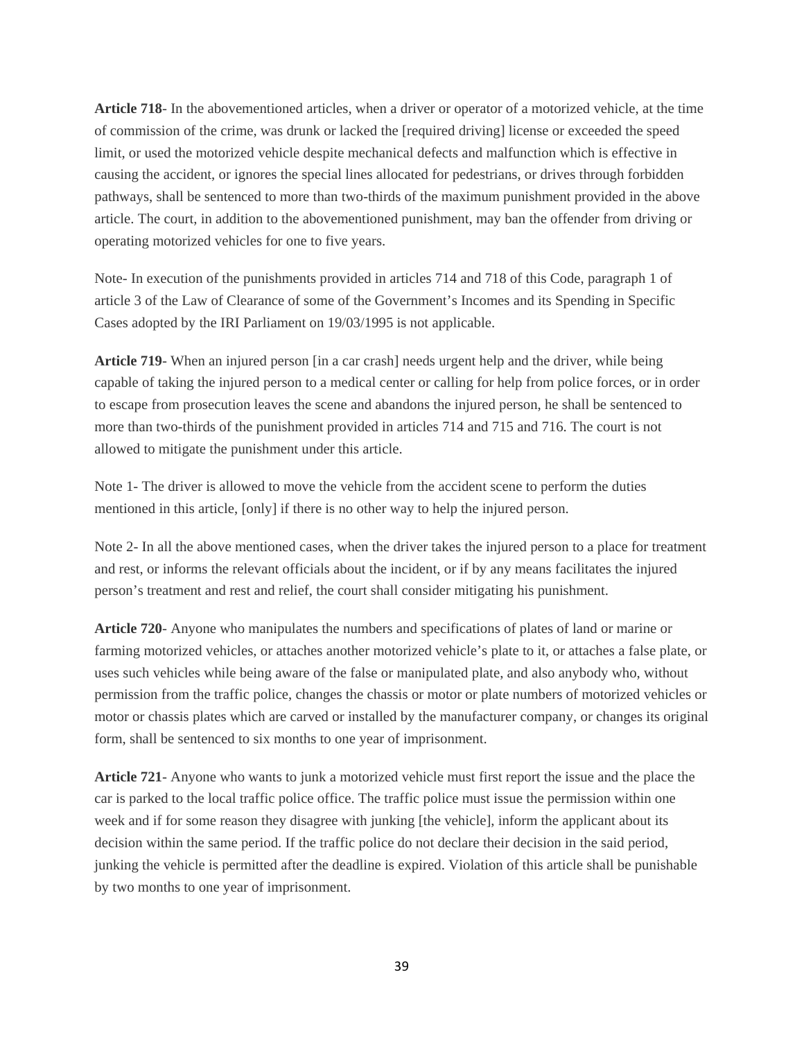**Article 718**- In the abovementioned articles, when a driver or operator of a motorized vehicle, at the time of commission of the crime, was drunk or lacked the [required driving] license or exceeded the speed limit, or used the motorized vehicle despite mechanical defects and malfunction which is effective in causing the accident, or ignores the special lines allocated for pedestrians, or drives through forbidden pathways, shall be sentenced to more than two-thirds of the maximum punishment provided in the above article. The court, in addition to the abovementioned punishment, may ban the offender from driving or operating motorized vehicles for one to five years.

Note- In execution of the punishments provided in articles 714 and 718 of this Code, paragraph 1 of article 3 of the Law of Clearance of some of the Government's Incomes and its Spending in Specific Cases adopted by the IRI Parliament on 19/03/1995 is not applicable.

**Article 719**- When an injured person [in a car crash] needs urgent help and the driver, while being capable of taking the injured person to a medical center or calling for help from police forces, or in order to escape from prosecution leaves the scene and abandons the injured person, he shall be sentenced to more than two-thirds of the punishment provided in articles 714 and 715 and 716. The court is not allowed to mitigate the punishment under this article.

Note 1- The driver is allowed to move the vehicle from the accident scene to perform the duties mentioned in this article, [only] if there is no other way to help the injured person.

Note 2- In all the above mentioned cases, when the driver takes the injured person to a place for treatment and rest, or informs the relevant officials about the incident, or if by any means facilitates the injured person's treatment and rest and relief, the court shall consider mitigating his punishment.

**Article 720**- Anyone who manipulates the numbers and specifications of plates of land or marine or farming motorized vehicles, or attaches another motorized vehicle's plate to it, or attaches a false plate, or uses such vehicles while being aware of the false or manipulated plate, and also anybody who, without permission from the traffic police, changes the chassis or motor or plate numbers of motorized vehicles or motor or chassis plates which are carved or installed by the manufacturer company, or changes its original form, shall be sentenced to six months to one year of imprisonment.

**Article 721**- Anyone who wants to junk a motorized vehicle must first report the issue and the place the car is parked to the local traffic police office. The traffic police must issue the permission within one week and if for some reason they disagree with junking [the vehicle], inform the applicant about its decision within the same period. If the traffic police do not declare their decision in the said period, junking the vehicle is permitted after the deadline is expired. Violation of this article shall be punishable by two months to one year of imprisonment.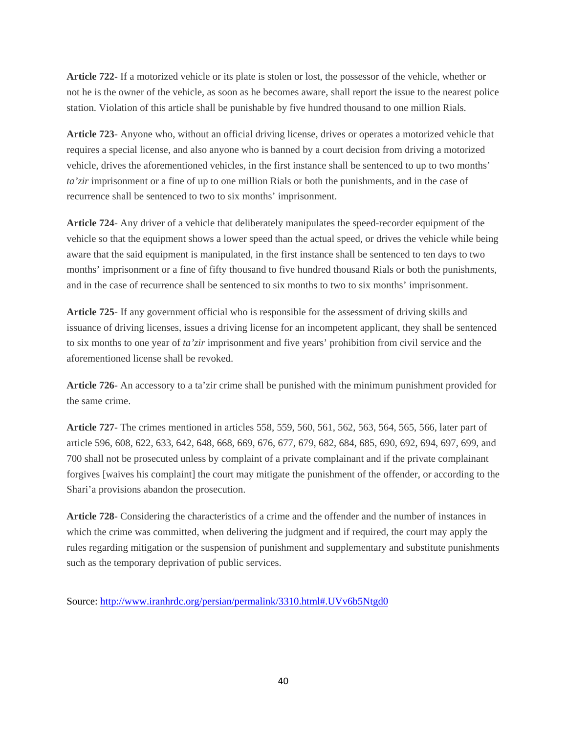**Article 722**- If a motorized vehicle or its plate is stolen or lost, the possessor of the vehicle, whether or not he is the owner of the vehicle, as soon as he becomes aware, shall report the issue to the nearest police station. Violation of this article shall be punishable by five hundred thousand to one million Rials.

**Article 723**- Anyone who, without an official driving license, drives or operates a motorized vehicle that requires a special license, and also anyone who is banned by a court decision from driving a motorized vehicle, drives the aforementioned vehicles, in the first instance shall be sentenced to up to two months' *ta'zir* imprisonment or a fine of up to one million Rials or both the punishments, and in the case of recurrence shall be sentenced to two to six months' imprisonment.

**Article 724**- Any driver of a vehicle that deliberately manipulates the speed-recorder equipment of the vehicle so that the equipment shows a lower speed than the actual speed, or drives the vehicle while being aware that the said equipment is manipulated, in the first instance shall be sentenced to ten days to two months' imprisonment or a fine of fifty thousand to five hundred thousand Rials or both the punishments, and in the case of recurrence shall be sentenced to six months to two to six months' imprisonment.

**Article 725**- If any government official who is responsible for the assessment of driving skills and issuance of driving licenses, issues a driving license for an incompetent applicant, they shall be sentenced to six months to one year of *ta'zir* imprisonment and five years' prohibition from civil service and the aforementioned license shall be revoked.

**Article 726**- An accessory to a ta'zir crime shall be punished with the minimum punishment provided for the same crime.

**Article 727**- The crimes mentioned in articles 558, 559, 560, 561, 562, 563, 564, 565, 566, later part of article 596, 608, 622, 633, 642, 648, 668, 669, 676, 677, 679, 682, 684, 685, 690, 692, 694, 697, 699, and 700 shall not be prosecuted unless by complaint of a private complainant and if the private complainant forgives [waives his complaint] the court may mitigate the punishment of the offender, or according to the Shari'a provisions abandon the prosecution.

**Article 728**- Considering the characteristics of a crime and the offender and the number of instances in which the crime was committed, when delivering the judgment and if required, the court may apply the rules regarding mitigation or the suspension of punishment and supplementary and substitute punishments such as the temporary deprivation of public services.

Source: http://www.iranhrdc.org/persian/permalink/3310.html#.UVv6b5Ntgd0